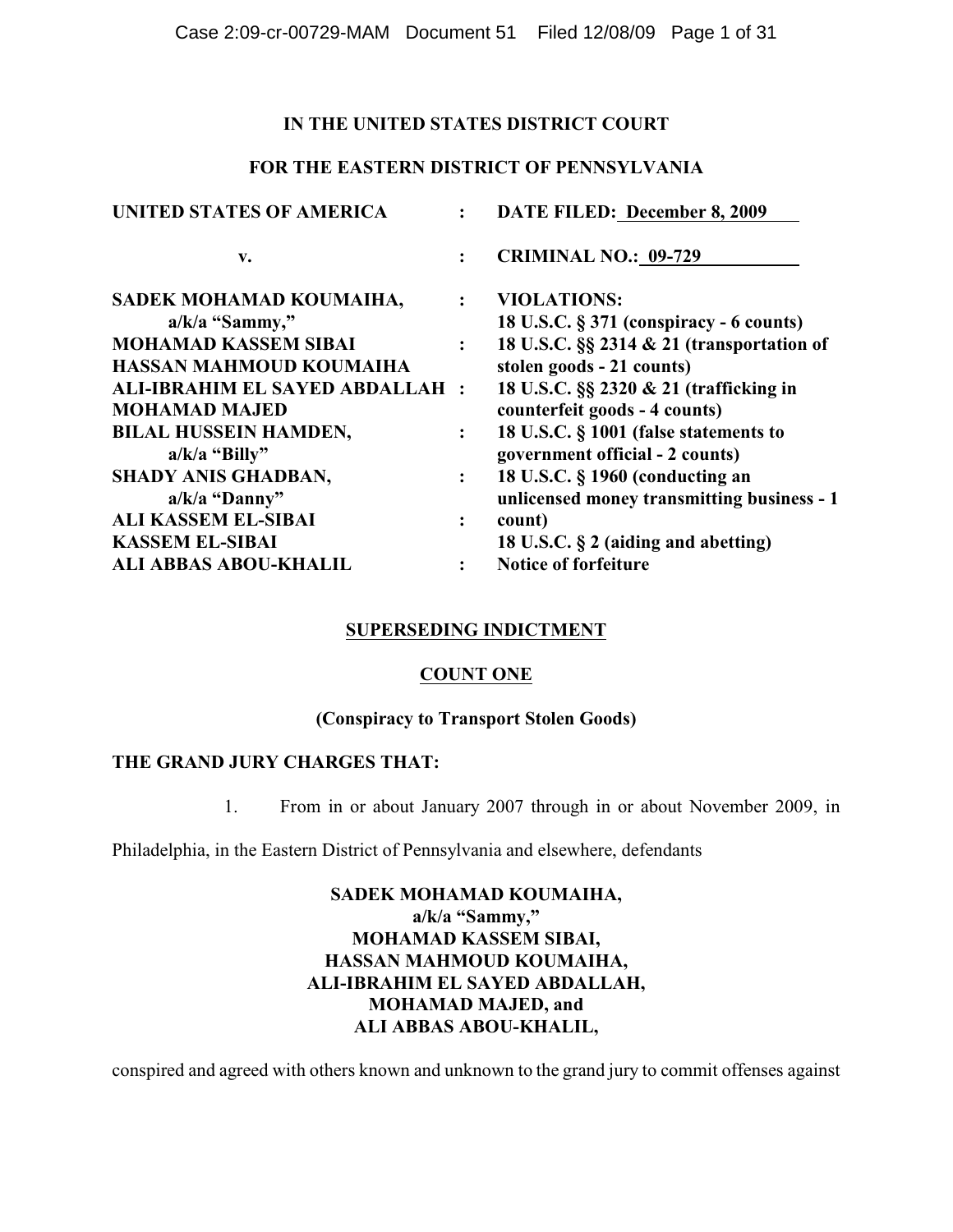## IN THE UNITED STATES DISTRICT COURT

## FOR THE EASTERN DISTRICT OF PENNSYLVANIA

| | | |
|---|---|---|
| **UNITED STATES OF AMERICA** | : | **DATE FILED: December 8, 2009** |
| **v.** | : | **CRIMINAL NO.: 09-729** |
| **SADEK MOHAMAD KOUMAIHA, a/k/a "Sammy,"** | : | **VIOLATIONS:** **18 U.S.C. § 371 (conspiracy - 6 counts)** |
| **MOHAMAD KASSEM SIBAI** | : | **18 U.S.C. §§ 2314 & 21 (transportation of** |
| **HASSAN MAHMOUD KOUMAIHA** | | **stolen goods - 21 counts)** |
| **ALI-IBRAHIM EL SAYED ABDALLAH** | : | **18 U.S.C. §§ 2320 & 21 (trafficking in** |
| **MOHAMAD MAJED** | | **counterfeit goods - 4 counts)** |
| **BILAL HUSSEIN HAMDEN, a/k/a "Billy"** | : | **18 U.S.C. § 1001 (false statements to government official - 2 counts)** |
| **SHADY ANIS GHADBAN, a/k/a "Danny"** | : | **18 U.S.C. § 1960 (conducting an unlicensed money transmitting business - 1** |
| **ALI KASSEM EL-SIBAI** | : | **count)** |
| **KASSEM EL-SIBAI** | | **18 U.S.C. § 2 (aiding and abetting)** |
| **ALI ABBAS ABOU-KHALIL** | : | **Notice of forfeiture** |

## SUPERSEDING INDICTMENT

### COUNT ONE

### (Conspiracy to Transport Stolen Goods)

**THE GRAND JURY CHARGES THAT:**

1. From in or about January 2007 through in or about November 2009, in Philadelphia, in the Eastern District of Pennsylvania and elsewhere, defendants

**SADEK MOHAMAD KOUMAIHA,**
**a/k/a "Sammy,"**
**MOHAMAD KASSEM SIBAI,**
**HASSAN MAHMOUD KOUMAIHA,**
**ALI-IBRAHIM EL SAYED ABDALLAH,**
**MOHAMAD MAJED, and**
**ALI ABBAS ABOU-KHALIL,**

conspired and agreed with others known and unknown to the grand jury to commit offenses against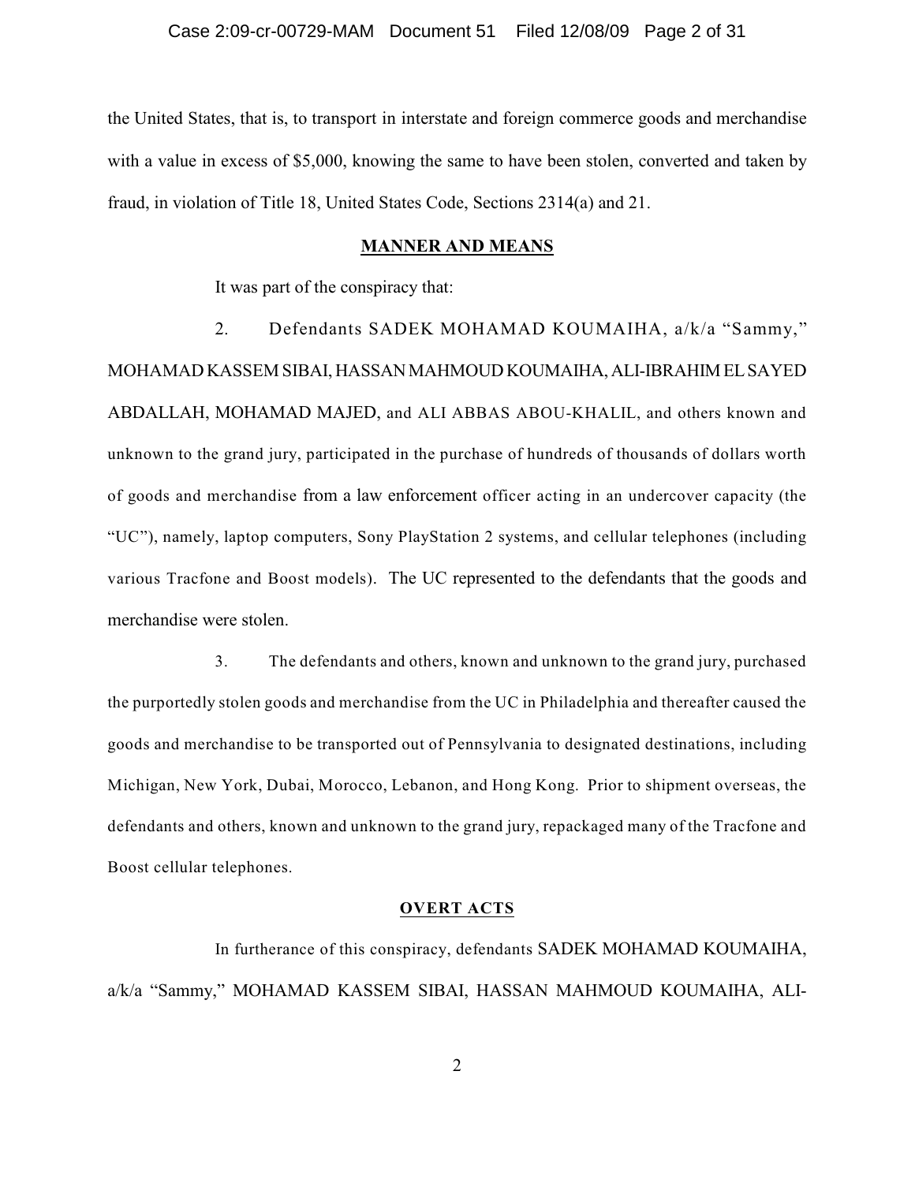the United States, that is, to transport in interstate and foreign commerce goods and merchandise with a value in excess of $5,000, knowing the same to have been stolen, converted and taken by fraud, in violation of Title 18, United States Code, Sections 2314(a) and 21.

**MANNER AND MEANS**

It was part of the conspiracy that:

2. Defendants SADEK MOHAMAD KOUMAIHA, a/k/a "Sammy," MOHAMAD KASSEM SIBAI, HASSAN MAHMOUD KOUMAIHA, ALI-IBRAHIM EL SAYED ABDALLAH, MOHAMAD MAJED, and ALI ABBAS ABOU-KHALIL, and others known and unknown to the grand jury, participated in the purchase of hundreds of thousands of dollars worth of goods and merchandise from a law enforcement officer acting in an undercover capacity (the "UC"), namely, laptop computers, Sony PlayStation 2 systems, and cellular telephones (including various Tracfone and Boost models). The UC represented to the defendants that the goods and merchandise were stolen.

3. The defendants and others, known and unknown to the grand jury, purchased the purportedly stolen goods and merchandise from the UC in Philadelphia and thereafter caused the goods and merchandise to be transported out of Pennsylvania to designated destinations, including Michigan, New York, Dubai, Morocco, Lebanon, and Hong Kong. Prior to shipment overseas, the defendants and others, known and unknown to the grand jury, repackaged many of the Tracfone and Boost cellular telephones.

**OVERT ACTS**

In furtherance of this conspiracy, defendants SADEK MOHAMAD KOUMAIHA, a/k/a "Sammy," MOHAMAD KASSEM SIBAI, HASSAN MAHMOUD KOUMAIHA, ALI-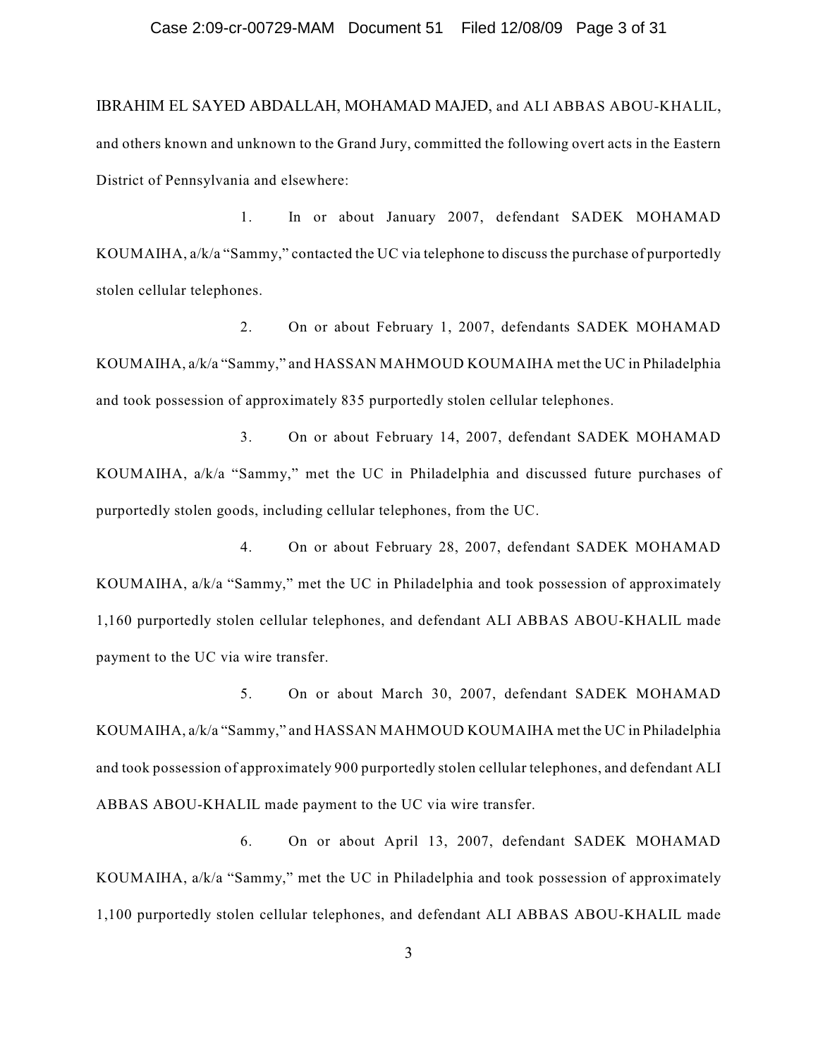IBRAHIM EL SAYED ABDALLAH, MOHAMAD MAJED, and ALI ABBAS ABOU-KHALIL, and others known and unknown to the Grand Jury, committed the following overt acts in the Eastern District of Pennsylvania and elsewhere:

1. In or about January 2007, defendant SADEK MOHAMAD KOUMAIHA, a/k/a "Sammy," contacted the UC via telephone to discuss the purchase of purportedly stolen cellular telephones.

2. On or about February 1, 2007, defendants SADEK MOHAMAD KOUMAIHA, a/k/a "Sammy," and HASSAN MAHMOUD KOUMAIHA met the UC in Philadelphia and took possession of approximately 835 purportedly stolen cellular telephones.

3. On or about February 14, 2007, defendant SADEK MOHAMAD KOUMAIHA, a/k/a "Sammy," met the UC in Philadelphia and discussed future purchases of purportedly stolen goods, including cellular telephones, from the UC.

4. On or about February 28, 2007, defendant SADEK MOHAMAD KOUMAIHA, a/k/a "Sammy," met the UC in Philadelphia and took possession of approximately 1,160 purportedly stolen cellular telephones, and defendant ALI ABBAS ABOU-KHALIL made payment to the UC via wire transfer.

5. On or about March 30, 2007, defendant SADEK MOHAMAD KOUMAIHA, a/k/a "Sammy," and HASSAN MAHMOUD KOUMAIHA met the UC in Philadelphia and took possession of approximately 900 purportedly stolen cellular telephones, and defendant ALI ABBAS ABOU-KHALIL made payment to the UC via wire transfer.

6. On or about April 13, 2007, defendant SADEK MOHAMAD KOUMAIHA, a/k/a "Sammy," met the UC in Philadelphia and took possession of approximately 1,100 purportedly stolen cellular telephones, and defendant ALI ABBAS ABOU-KHALIL made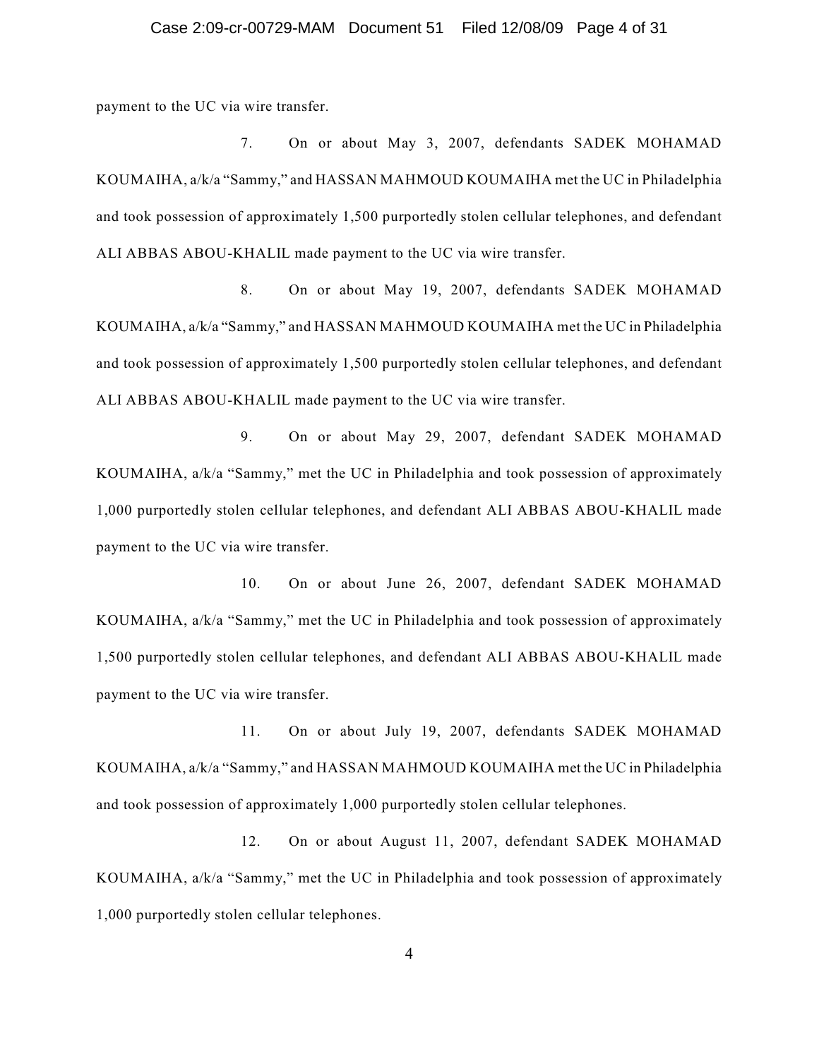payment to the UC via wire transfer.

7. On or about May 3, 2007, defendants SADEK MOHAMAD KOUMAIHA, a/k/a "Sammy," and HASSAN MAHMOUD KOUMAIHA met the UC in Philadelphia and took possession of approximately 1,500 purportedly stolen cellular telephones, and defendant ALI ABBAS ABOU-KHALIL made payment to the UC via wire transfer.

8. On or about May 19, 2007, defendants SADEK MOHAMAD KOUMAIHA, a/k/a "Sammy," and HASSAN MAHMOUD KOUMAIHA met the UC in Philadelphia and took possession of approximately 1,500 purportedly stolen cellular telephones, and defendant ALI ABBAS ABOU-KHALIL made payment to the UC via wire transfer.

9. On or about May 29, 2007, defendant SADEK MOHAMAD KOUMAIHA, a/k/a "Sammy," met the UC in Philadelphia and took possession of approximately 1,000 purportedly stolen cellular telephones, and defendant ALI ABBAS ABOU-KHALIL made payment to the UC via wire transfer.

10. On or about June 26, 2007, defendant SADEK MOHAMAD KOUMAIHA, a/k/a "Sammy," met the UC in Philadelphia and took possession of approximately 1,500 purportedly stolen cellular telephones, and defendant ALI ABBAS ABOU-KHALIL made payment to the UC via wire transfer.

11. On or about July 19, 2007, defendants SADEK MOHAMAD KOUMAIHA, a/k/a "Sammy," and HASSAN MAHMOUD KOUMAIHA met the UC in Philadelphia and took possession of approximately 1,000 purportedly stolen cellular telephones.

12. On or about August 11, 2007, defendant SADEK MOHAMAD KOUMAIHA, a/k/a "Sammy," met the UC in Philadelphia and took possession of approximately 1,000 purportedly stolen cellular telephones.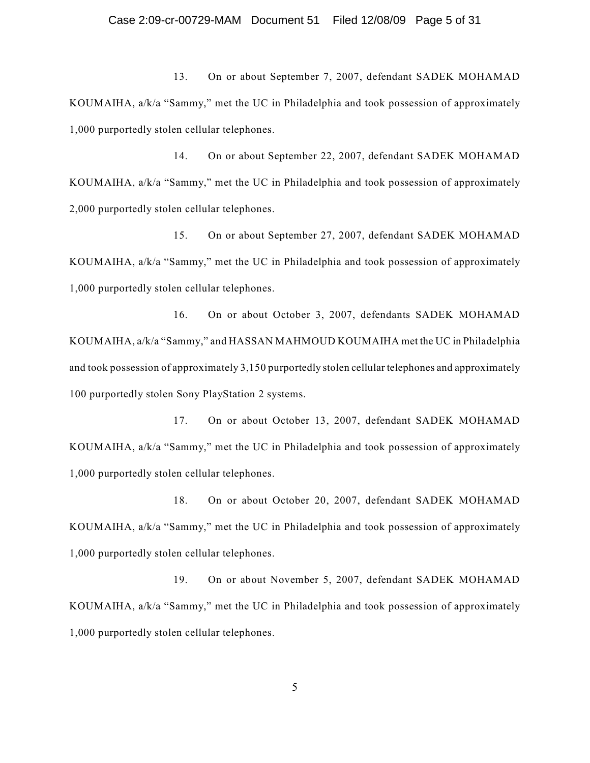13. On or about September 7, 2007, defendant SADEK MOHAMAD KOUMAIHA, a/k/a "Sammy," met the UC in Philadelphia and took possession of approximately 1,000 purportedly stolen cellular telephones.

14. On or about September 22, 2007, defendant SADEK MOHAMAD KOUMAIHA, a/k/a "Sammy," met the UC in Philadelphia and took possession of approximately 2,000 purportedly stolen cellular telephones.

15. On or about September 27, 2007, defendant SADEK MOHAMAD KOUMAIHA, a/k/a "Sammy," met the UC in Philadelphia and took possession of approximately 1,000 purportedly stolen cellular telephones.

16. On or about October 3, 2007, defendants SADEK MOHAMAD KOUMAIHA, a/k/a "Sammy," and HASSAN MAHMOUD KOUMAIHA met the UC in Philadelphia and took possession of approximately 3,150 purportedly stolen cellular telephones and approximately 100 purportedly stolen Sony PlayStation 2 systems.

17. On or about October 13, 2007, defendant SADEK MOHAMAD KOUMAIHA, a/k/a "Sammy," met the UC in Philadelphia and took possession of approximately 1,000 purportedly stolen cellular telephones.

18. On or about October 20, 2007, defendant SADEK MOHAMAD KOUMAIHA, a/k/a "Sammy," met the UC in Philadelphia and took possession of approximately 1,000 purportedly stolen cellular telephones.

19. On or about November 5, 2007, defendant SADEK MOHAMAD KOUMAIHA, a/k/a "Sammy," met the UC in Philadelphia and took possession of approximately 1,000 purportedly stolen cellular telephones.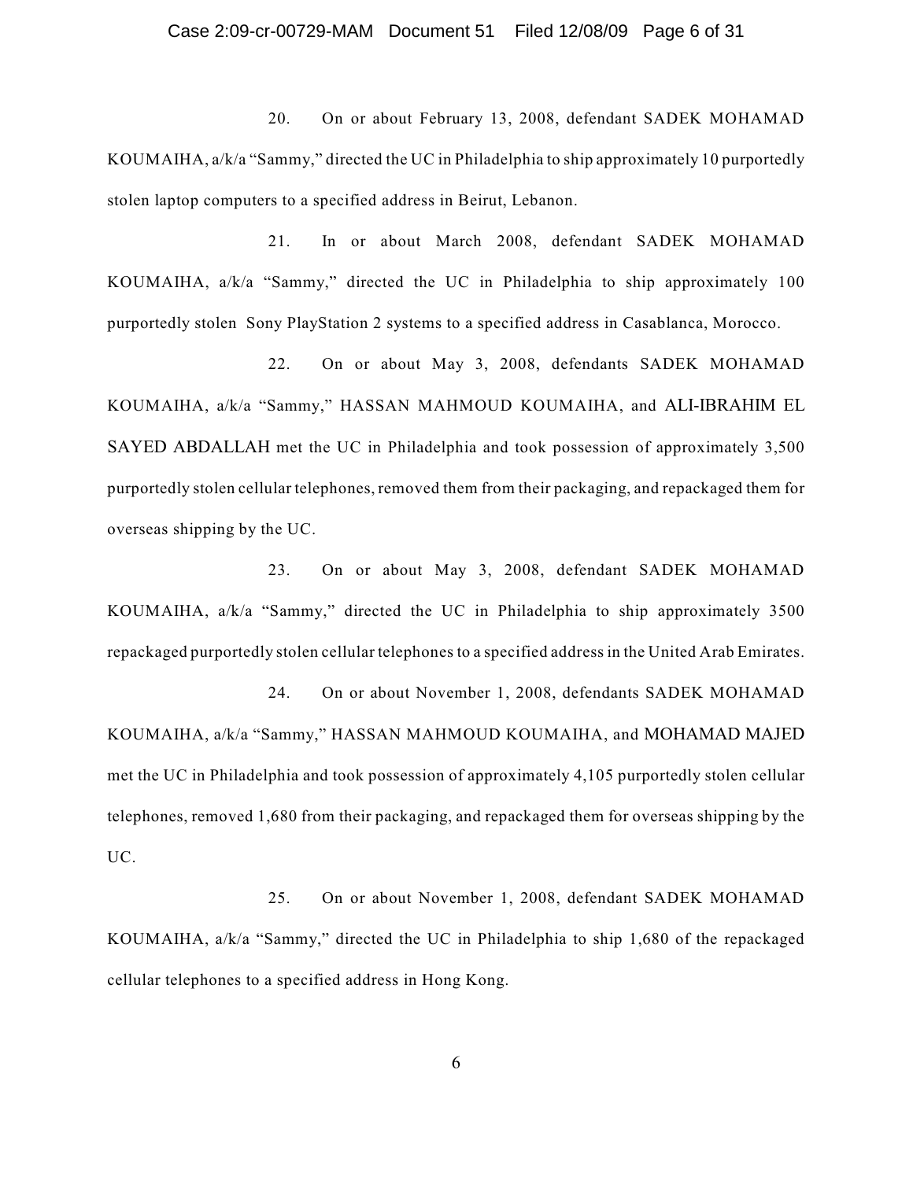20. On or about February 13, 2008, defendant SADEK MOHAMAD KOUMAIHA, a/k/a "Sammy," directed the UC in Philadelphia to ship approximately 10 purportedly stolen laptop computers to a specified address in Beirut, Lebanon.

21. In or about March 2008, defendant SADEK MOHAMAD KOUMAIHA, a/k/a "Sammy," directed the UC in Philadelphia to ship approximately 100 purportedly stolen Sony PlayStation 2 systems to a specified address in Casablanca, Morocco.

22. On or about May 3, 2008, defendants SADEK MOHAMAD KOUMAIHA, a/k/a "Sammy," HASSAN MAHMOUD KOUMAIHA, and ALI-IBRAHIM EL SAYED ABDALLAH met the UC in Philadelphia and took possession of approximately 3,500 purportedly stolen cellular telephones, removed them from their packaging, and repackaged them for overseas shipping by the UC.

23. On or about May 3, 2008, defendant SADEK MOHAMAD KOUMAIHA, a/k/a "Sammy," directed the UC in Philadelphia to ship approximately 3500 repackaged purportedly stolen cellular telephones to a specified address in the United Arab Emirates.

24. On or about November 1, 2008, defendants SADEK MOHAMAD KOUMAIHA, a/k/a "Sammy," HASSAN MAHMOUD KOUMAIHA, and MOHAMAD MAJED met the UC in Philadelphia and took possession of approximately 4,105 purportedly stolen cellular telephones, removed 1,680 from their packaging, and repackaged them for overseas shipping by the UC.

25. On or about November 1, 2008, defendant SADEK MOHAMAD KOUMAIHA, a/k/a "Sammy," directed the UC in Philadelphia to ship 1,680 of the repackaged cellular telephones to a specified address in Hong Kong.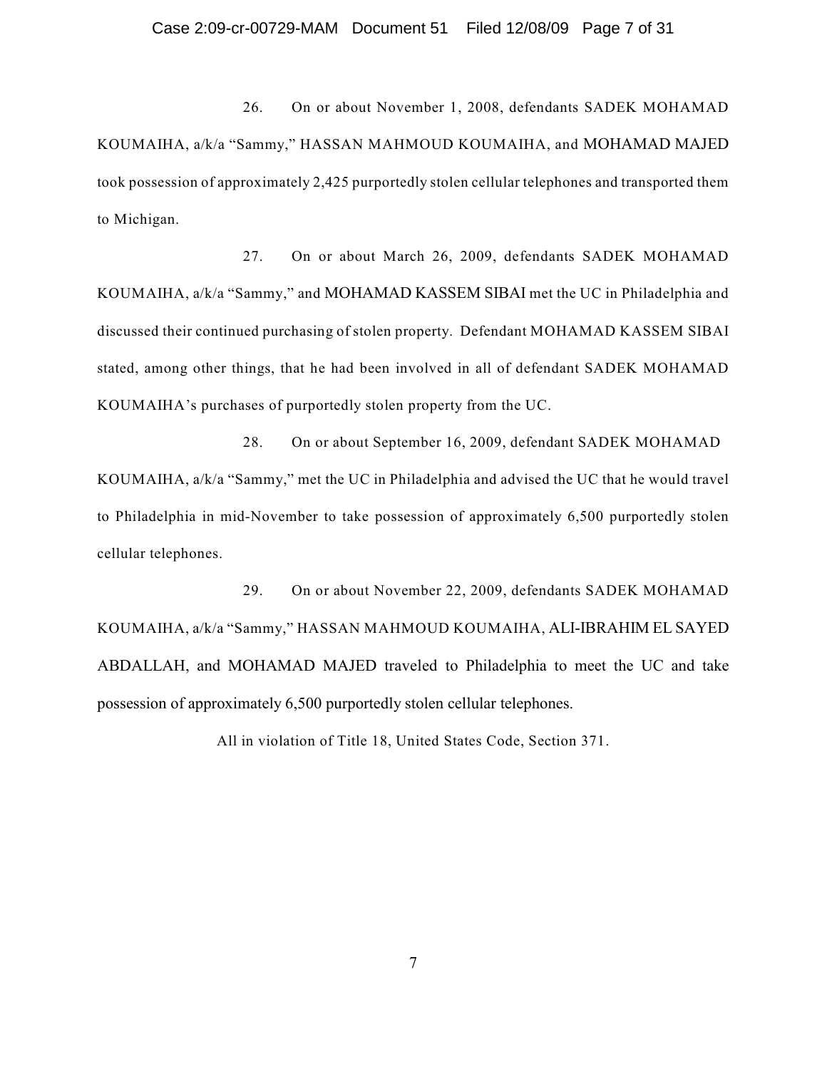26. On or about November 1, 2008, defendants SADEK MOHAMAD KOUMAIHA, a/k/a "Sammy," HASSAN MAHMOUD KOUMAIHA, and MOHAMAD MAJED took possession of approximately 2,425 purportedly stolen cellular telephones and transported them to Michigan.

27. On or about March 26, 2009, defendants SADEK MOHAMAD KOUMAIHA, a/k/a "Sammy," and MOHAMAD KASSEM SIBAI met the UC in Philadelphia and discussed their continued purchasing of stolen property. Defendant MOHAMAD KASSEM SIBAI stated, among other things, that he had been involved in all of defendant SADEK MOHAMAD KOUMAIHA's purchases of purportedly stolen property from the UC.

28. On or about September 16, 2009, defendant SADEK MOHAMAD KOUMAIHA, a/k/a "Sammy," met the UC in Philadelphia and advised the UC that he would travel to Philadelphia in mid-November to take possession of approximately 6,500 purportedly stolen cellular telephones.

29. On or about November 22, 2009, defendants SADEK MOHAMAD KOUMAIHA, a/k/a "Sammy," HASSAN MAHMOUD KOUMAIHA, ALI-IBRAHIM EL SAYED ABDALLAH, and MOHAMAD MAJED traveled to Philadelphia to meet the UC and take possession of approximately 6,500 purportedly stolen cellular telephones.

All in violation of Title 18, United States Code, Section 371.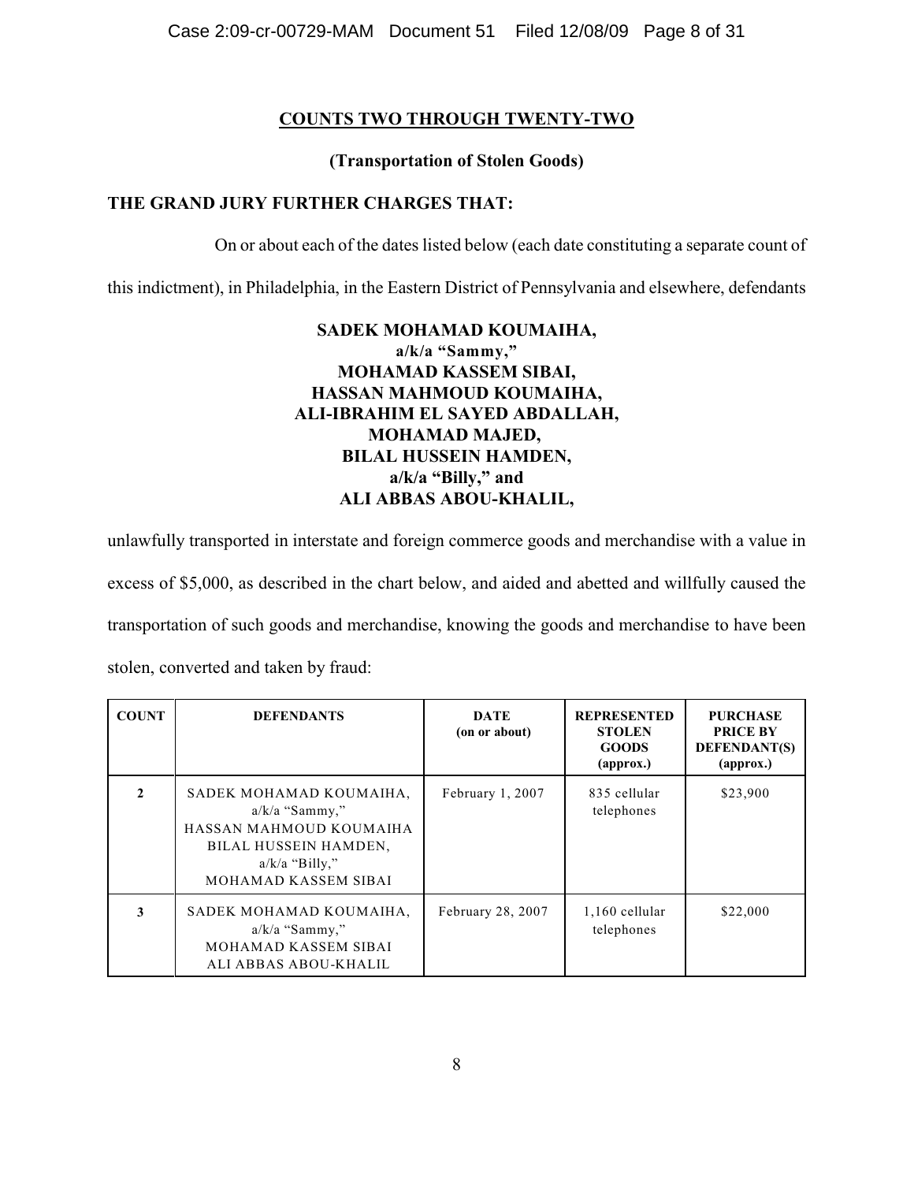## COUNTS TWO THROUGH TWENTY-TWO

**(Transportation of Stolen Goods)**

**THE GRAND JURY FURTHER CHARGES THAT:**

On or about each of the dates listed below (each date constituting a separate count of this indictment), in Philadelphia, in the Eastern District of Pennsylvania and elsewhere, defendants

**SADEK MOHAMAD KOUMAIHA,**
**a/k/a "Sammy,"**
**MOHAMAD KASSEM SIBAI,**
**HASSAN MAHMOUD KOUMAIHA,**
**ALI-IBRAHIM EL SAYED ABDALLAH,**
**MOHAMAD MAJED,**
**BILAL HUSSEIN HAMDEN,**
**a/k/a "Billy," and**
**ALI ABBAS ABOU-KHALIL,**

unlawfully transported in interstate and foreign commerce goods and merchandise with a value in excess of $5,000, as described in the chart below, and aided and abetted and willfully caused the transportation of such goods and merchandise, knowing the goods and merchandise to have been stolen, converted and taken by fraud:

| COUNT | DEFENDANTS | DATE (on or about) | REPRESENTED STOLEN GOODS (approx.) | PURCHASE PRICE BY DEFENDANT(S) (approx.) |
|---|---|---|---|---|
| 2 | SADEK MOHAMAD KOUMAIHA, a/k/a "Sammy," HASSAN MAHMOUD KOUMAIHA BILAL HUSSEIN HAMDEN, a/k/a "Billy," MOHAMAD KASSEM SIBAI | February 1, 2007 | 835 cellular telephones | $23,900 |
| 3 | SADEK MOHAMAD KOUMAIHA, a/k/a "Sammy," MOHAMAD KASSEM SIBAI ALI ABBAS ABOU-KHALIL | February 28, 2007 | 1,160 cellular telephones | $22,000 |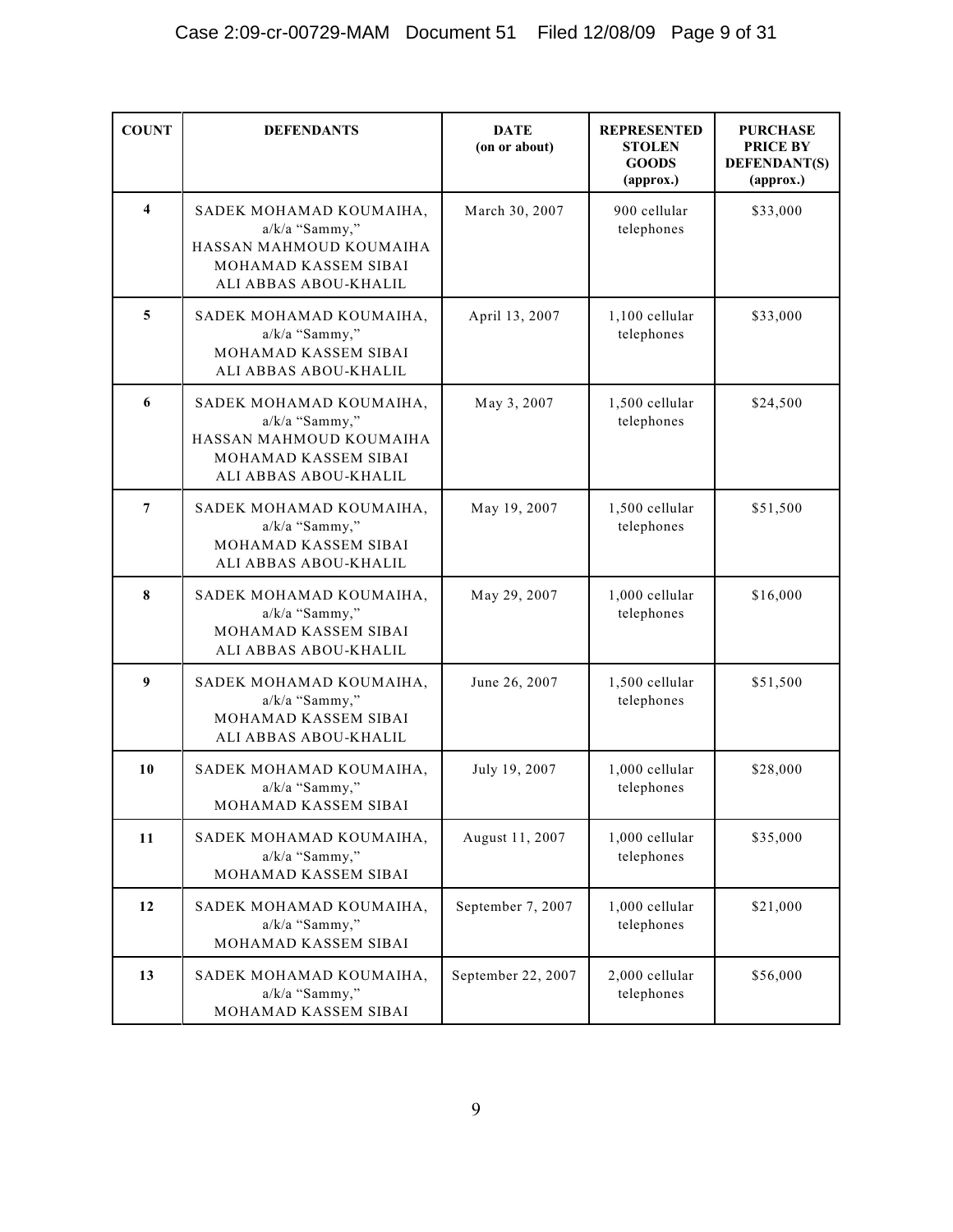| COUNT | DEFENDANTS | DATE (on or about) | REPRESENTED STOLEN GOODS (approx.) | PURCHASE PRICE BY DEFENDANT(S) (approx.) |
|---|---|---|---|---|
| 4 | SADEK MOHAMAD KOUMAIHA, a/k/a "Sammy," HASSAN MAHMOUD KOUMAIHA MOHAMAD KASSEM SIBAI ALI ABBAS ABOU-KHALIL | March 30, 2007 | 900 cellular telephones | $33,000 |
| 5 | SADEK MOHAMAD KOUMAIHA, a/k/a "Sammy," MOHAMAD KASSEM SIBAI ALI ABBAS ABOU-KHALIL | April 13, 2007 | 1,100 cellular telephones | $33,000 |
| 6 | SADEK MOHAMAD KOUMAIHA, a/k/a "Sammy," HASSAN MAHMOUD KOUMAIHA MOHAMAD KASSEM SIBAI ALI ABBAS ABOU-KHALIL | May 3, 2007 | 1,500 cellular telephones | $24,500 |
| 7 | SADEK MOHAMAD KOUMAIHA, a/k/a "Sammy," MOHAMAD KASSEM SIBAI ALI ABBAS ABOU-KHALIL | May 19, 2007 | 1,500 cellular telephones | $51,500 |
| 8 | SADEK MOHAMAD KOUMAIHA, a/k/a "Sammy," MOHAMAD KASSEM SIBAI ALI ABBAS ABOU-KHALIL | May 29, 2007 | 1,000 cellular telephones | $16,000 |
| 9 | SADEK MOHAMAD KOUMAIHA, a/k/a "Sammy," MOHAMAD KASSEM SIBAI ALI ABBAS ABOU-KHALIL | June 26, 2007 | 1,500 cellular telephones | $51,500 |
| 10 | SADEK MOHAMAD KOUMAIHA, a/k/a "Sammy," MOHAMAD KASSEM SIBAI | July 19, 2007 | 1,000 cellular telephones | $28,000 |
| 11 | SADEK MOHAMAD KOUMAIHA, a/k/a "Sammy," MOHAMAD KASSEM SIBAI | August 11, 2007 | 1,000 cellular telephones | $35,000 |
| 12 | SADEK MOHAMAD KOUMAIHA, a/k/a "Sammy," MOHAMAD KASSEM SIBAI | September 7, 2007 | 1,000 cellular telephones | $21,000 |
| 13 | SADEK MOHAMAD KOUMAIHA, a/k/a "Sammy," MOHAMAD KASSEM SIBAI | September 22, 2007 | 2,000 cellular telephones | $56,000 |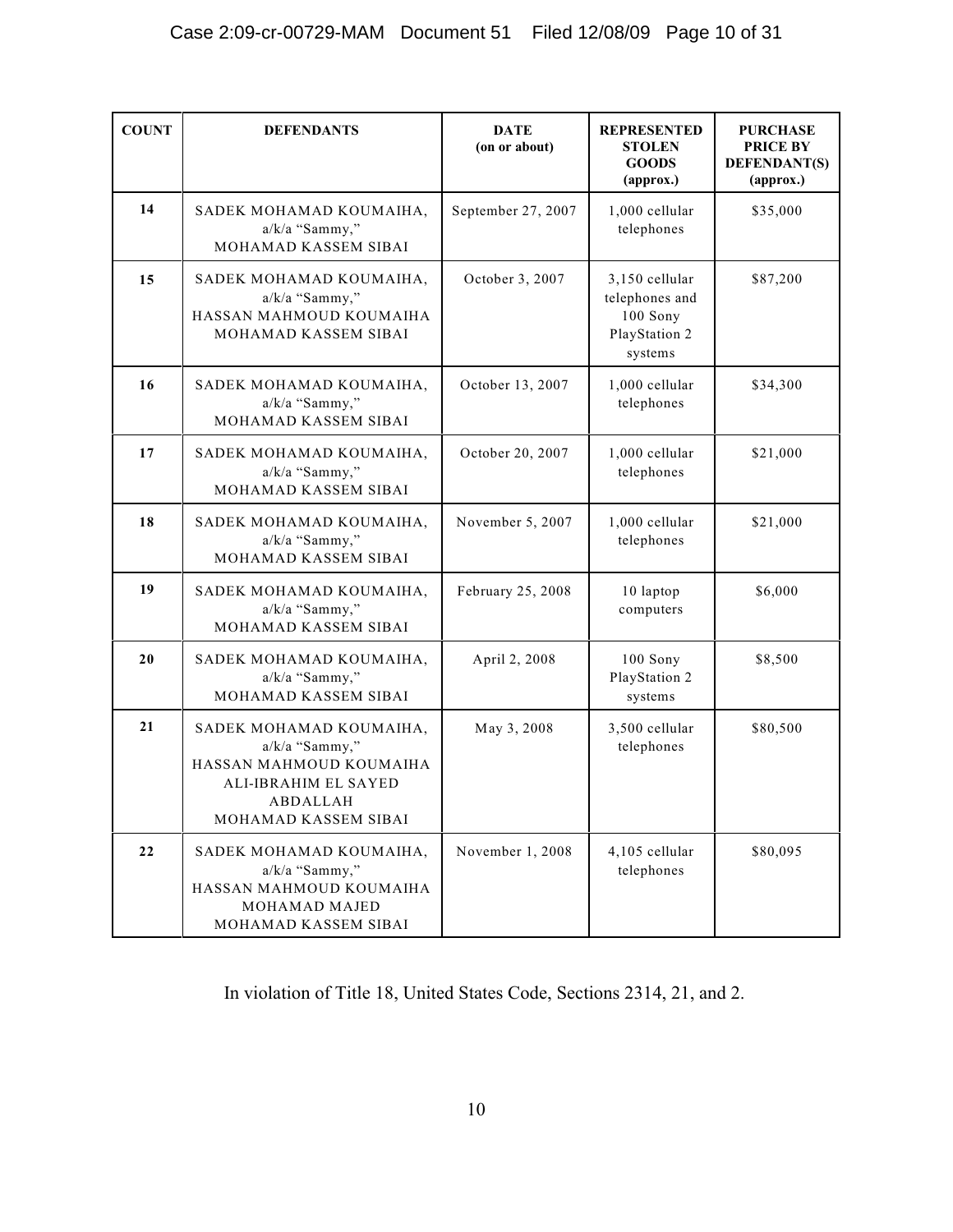| COUNT | DEFENDANTS | DATE (on or about) | REPRESENTED STOLEN GOODS (approx.) | PURCHASE PRICE BY DEFENDANT(S) (approx.) |
|---|---|---|---|---|
| 14 | SADEK MOHAMAD KOUMAIHA, a/k/a "Sammy," MOHAMAD KASSEM SIBAI | September 27, 2007 | 1,000 cellular telephones | $35,000 |
| 15 | SADEK MOHAMAD KOUMAIHA, a/k/a "Sammy," HASSAN MAHMOUD KOUMAIHA MOHAMAD KASSEM SIBAI | October 3, 2007 | 3,150 cellular telephones and 100 Sony PlayStation 2 systems | $87,200 |
| 16 | SADEK MOHAMAD KOUMAIHA, a/k/a "Sammy," MOHAMAD KASSEM SIBAI | October 13, 2007 | 1,000 cellular telephones | $34,300 |
| 17 | SADEK MOHAMAD KOUMAIHA, a/k/a "Sammy," MOHAMAD KASSEM SIBAI | October 20, 2007 | 1,000 cellular telephones | $21,000 |
| 18 | SADEK MOHAMAD KOUMAIHA, a/k/a "Sammy," MOHAMAD KASSEM SIBAI | November 5, 2007 | 1,000 cellular telephones | $21,000 |
| 19 | SADEK MOHAMAD KOUMAIHA, a/k/a "Sammy," MOHAMAD KASSEM SIBAI | February 25, 2008 | 10 laptop computers | $6,000 |
| 20 | SADEK MOHAMAD KOUMAIHA, a/k/a "Sammy," MOHAMAD KASSEM SIBAI | April 2, 2008 | 100 Sony PlayStation 2 systems | $8,500 |
| 21 | SADEK MOHAMAD KOUMAIHA, a/k/a "Sammy," HASSAN MAHMOUD KOUMAIHA ALI-IBRAHIM EL SAYED ABDALLAH MOHAMAD KASSEM SIBAI | May 3, 2008 | 3,500 cellular telephones | $80,500 |
| 22 | SADEK MOHAMAD KOUMAIHA, a/k/a "Sammy," HASSAN MAHMOUD KOUMAIHA MOHAMAD MAJED MOHAMAD KASSEM SIBAI | November 1, 2008 | 4,105 cellular telephones | $80,095 |

In violation of Title 18, United States Code, Sections 2314, 21, and 2.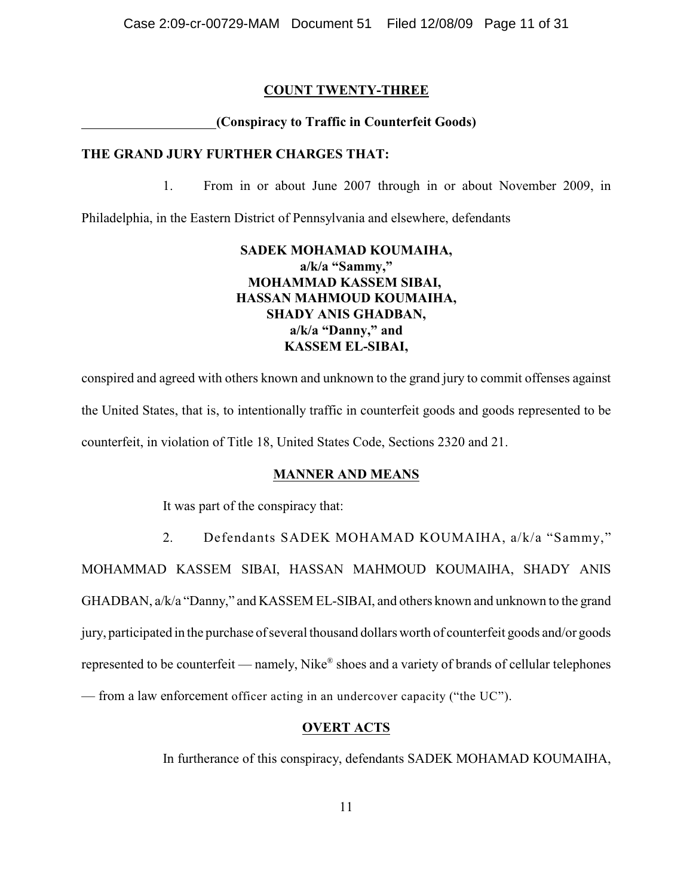## COUNT TWENTY-THREE

**(Conspiracy to Traffic in Counterfeit Goods)**

**THE GRAND JURY FURTHER CHARGES THAT:**

1. From in or about June 2007 through in or about November 2009, in Philadelphia, in the Eastern District of Pennsylvania and elsewhere, defendants

**SADEK MOHAMAD KOUMAIHA,**
**a/k/a "Sammy,"**
**MOHAMMAD KASSEM SIBAI,**
**HASSAN MAHMOUD KOUMAIHA,**
**SHADY ANIS GHADBAN,**
**a/k/a "Danny," and**
**KASSEM EL-SIBAI,**

conspired and agreed with others known and unknown to the grand jury to commit offenses against the United States, that is, to intentionally traffic in counterfeit goods and goods represented to be counterfeit, in violation of Title 18, United States Code, Sections 2320 and 21.

### MANNER AND MEANS

It was part of the conspiracy that:

2. Defendants SADEK MOHAMAD KOUMAIHA, a/k/a "Sammy," MOHAMMAD KASSEM SIBAI, HASSAN MAHMOUD KOUMAIHA, SHADY ANIS GHADBAN, a/k/a "Danny," and KASSEM EL-SIBAI, and others known and unknown to the grand jury, participated in the purchase of several thousand dollars worth of counterfeit goods and/or goods represented to be counterfeit — namely, Nike® shoes and a variety of brands of cellular telephones — from a law enforcement officer acting in an undercover capacity ("the UC").

### OVERT ACTS

In furtherance of this conspiracy, defendants SADEK MOHAMAD KOUMAIHA,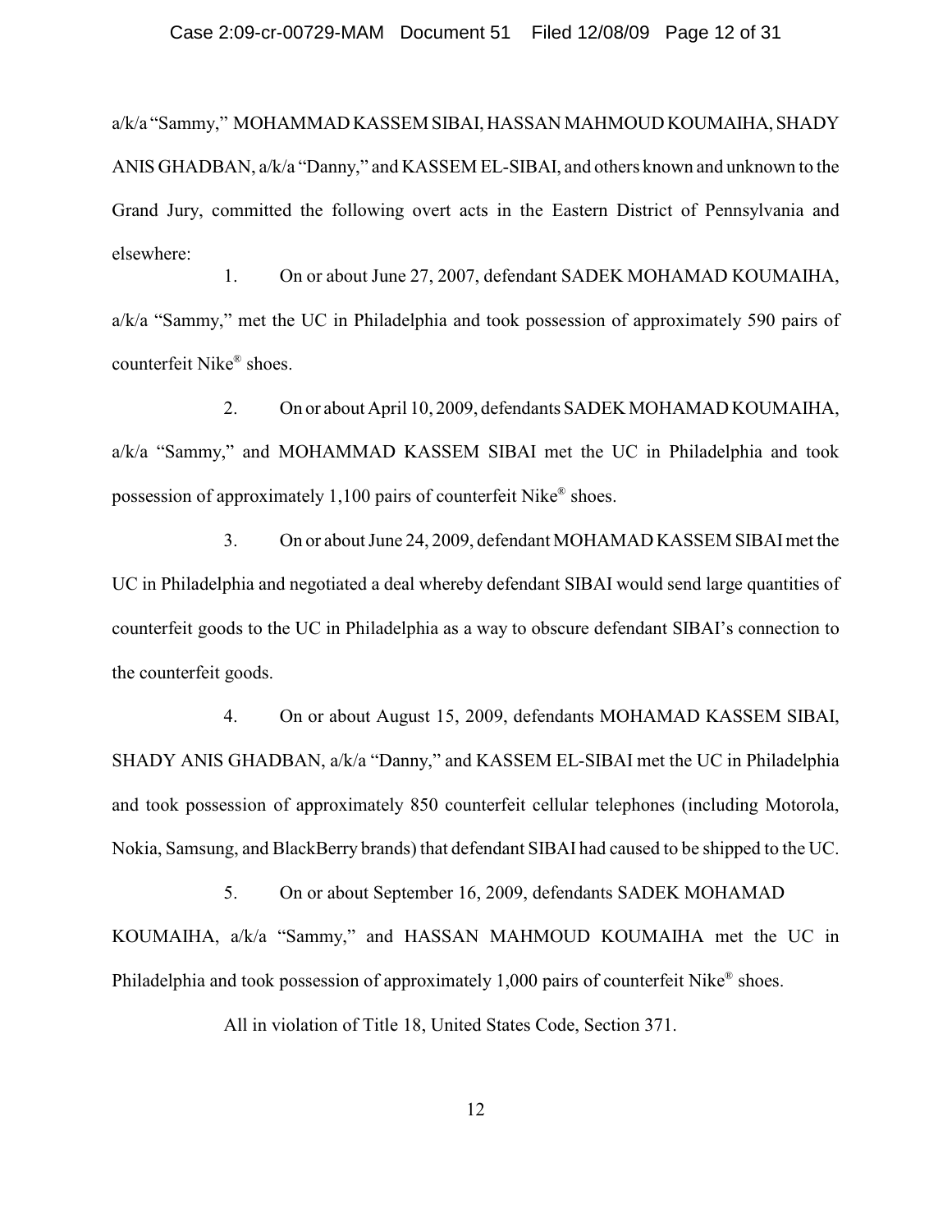a/k/a "Sammy," MOHAMMAD KASSEM SIBAI, HASSAN MAHMOUD KOUMAIHA, SHADY ANIS GHADBAN, a/k/a "Danny," and KASSEM EL-SIBAI, and others known and unknown to the Grand Jury, committed the following overt acts in the Eastern District of Pennsylvania and elsewhere:

1. On or about June 27, 2007, defendant SADEK MOHAMAD KOUMAIHA, a/k/a "Sammy," met the UC in Philadelphia and took possession of approximately 590 pairs of counterfeit Nike® shoes.

2. On or about April 10, 2009, defendants SADEK MOHAMAD KOUMAIHA, a/k/a "Sammy," and MOHAMMAD KASSEM SIBAI met the UC in Philadelphia and took possession of approximately 1,100 pairs of counterfeit Nike® shoes.

3. On or about June 24, 2009, defendant MOHAMAD KASSEM SIBAI met the UC in Philadelphia and negotiated a deal whereby defendant SIBAI would send large quantities of counterfeit goods to the UC in Philadelphia as a way to obscure defendant SIBAI's connection to the counterfeit goods.

4. On or about August 15, 2009, defendants MOHAMAD KASSEM SIBAI, SHADY ANIS GHADBAN, a/k/a "Danny," and KASSEM EL-SIBAI met the UC in Philadelphia and took possession of approximately 850 counterfeit cellular telephones (including Motorola, Nokia, Samsung, and BlackBerry brands) that defendant SIBAI had caused to be shipped to the UC.

5. On or about September 16, 2009, defendants SADEK MOHAMAD KOUMAIHA, a/k/a "Sammy," and HASSAN MAHMOUD KOUMAIHA met the UC in Philadelphia and took possession of approximately 1,000 pairs of counterfeit Nike® shoes.

All in violation of Title 18, United States Code, Section 371.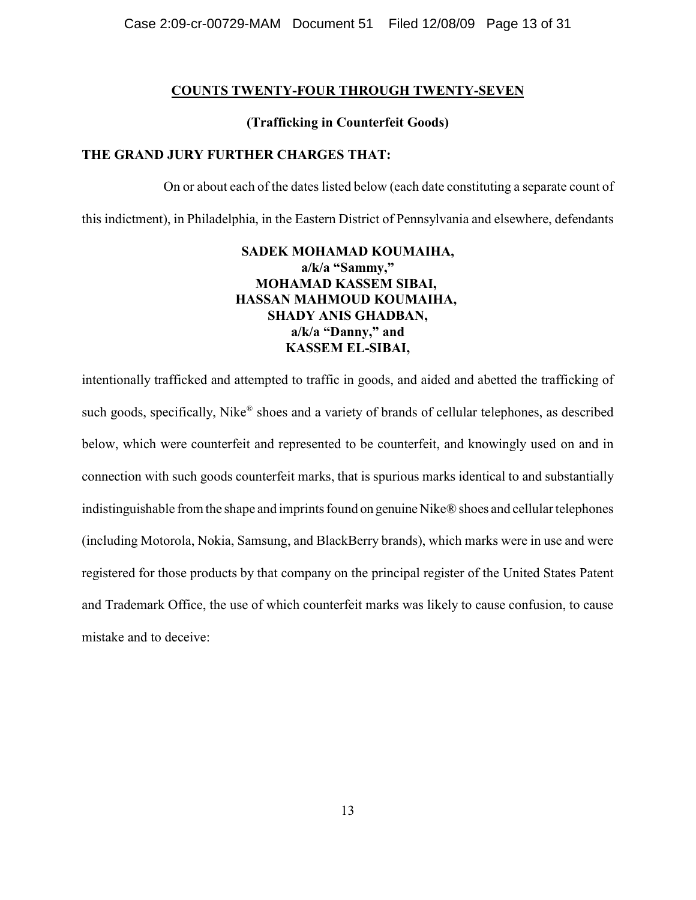## COUNTS TWENTY-FOUR THROUGH TWENTY-SEVEN

**(Trafficking in Counterfeit Goods)**

**THE GRAND JURY FURTHER CHARGES THAT:**

On or about each of the dates listed below (each date constituting a separate count of this indictment), in Philadelphia, in the Eastern District of Pennsylvania and elsewhere, defendants

**SADEK MOHAMAD KOUMAIHA,**
**a/k/a "Sammy,"**
**MOHAMAD KASSEM SIBAI,**
**HASSAN MAHMOUD KOUMAIHA,**
**SHADY ANIS GHADBAN,**
**a/k/a "Danny," and**
**KASSEM EL-SIBAI,**

intentionally trafficked and attempted to traffic in goods, and aided and abetted the trafficking of such goods, specifically, Nike® shoes and a variety of brands of cellular telephones, as described below, which were counterfeit and represented to be counterfeit, and knowingly used on and in connection with such goods counterfeit marks, that is spurious marks identical to and substantially indistinguishable from the shape and imprints found on genuine Nike® shoes and cellular telephones (including Motorola, Nokia, Samsung, and BlackBerry brands), which marks were in use and were registered for those products by that company on the principal register of the United States Patent and Trademark Office, the use of which counterfeit marks was likely to cause confusion, to cause mistake and to deceive: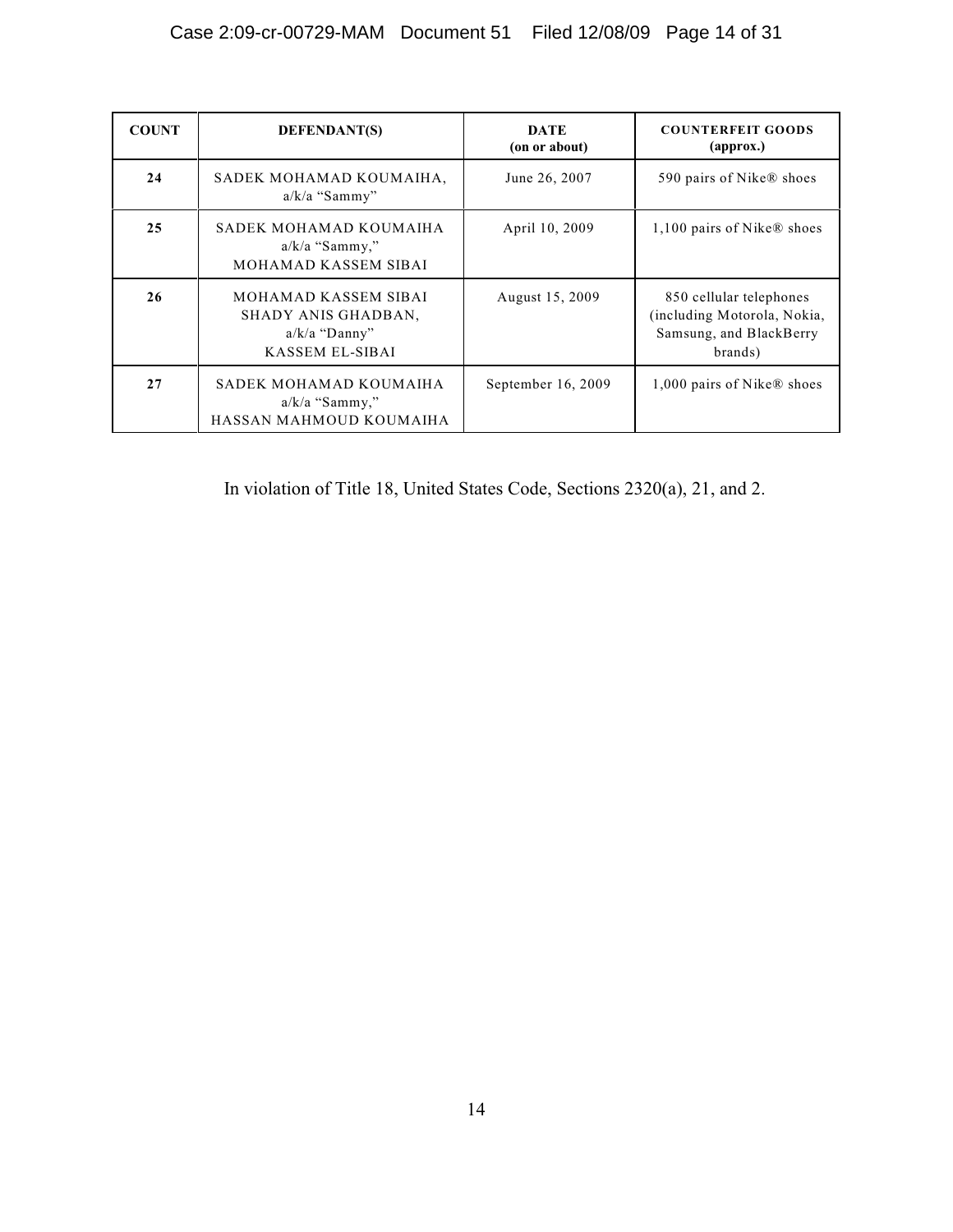| COUNT | DEFENDANT(S) | DATE (on or about) | COUNTERFEIT GOODS (approx.) |
| --- | --- | --- | --- |
| 24 | SADEK MOHAMAD KOUMAIHA, a/k/a "Sammy" | June 26, 2007 | 590 pairs of Nike® shoes |
| 25 | SADEK MOHAMAD KOUMAIHA a/k/a "Sammy," MOHAMAD KASSEM SIBAI | April 10, 2009 | 1,100 pairs of Nike® shoes |
| 26 | MOHAMAD KASSEM SIBAI SHADY ANIS GHADBAN, a/k/a "Danny" KASSEM EL-SIBAI | August 15, 2009 | 850 cellular telephones (including Motorola, Nokia, Samsung, and BlackBerry brands) |
| 27 | SADEK MOHAMAD KOUMAIHA a/k/a "Sammy," HASSAN MAHMOUD KOUMAIHA | September 16, 2009 | 1,000 pairs of Nike® shoes |

In violation of Title 18, United States Code, Sections 2320(a), 21, and 2.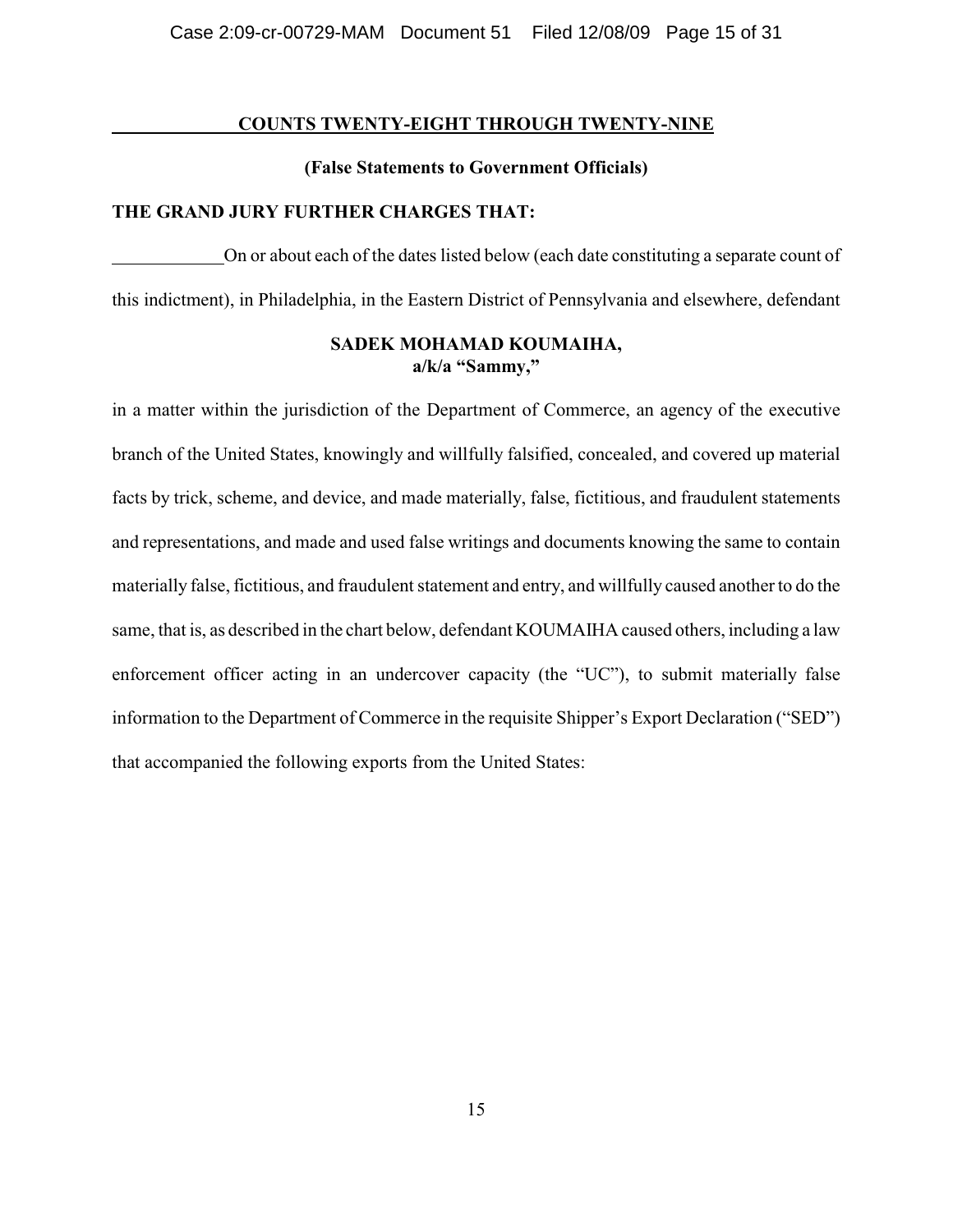## COUNTS TWENTY-EIGHT THROUGH TWENTY-NINE

### (False Statements to Government Officials)

**THE GRAND JURY FURTHER CHARGES THAT:**

On or about each of the dates listed below (each date constituting a separate count of this indictment), in Philadelphia, in the Eastern District of Pennsylvania and elsewhere, defendant

**SADEK MOHAMAD KOUMAIHA,**
**a/k/a "Sammy,"**

in a matter within the jurisdiction of the Department of Commerce, an agency of the executive branch of the United States, knowingly and willfully falsified, concealed, and covered up material facts by trick, scheme, and device, and made materially, false, fictitious, and fraudulent statements and representations, and made and used false writings and documents knowing the same to contain materially false, fictitious, and fraudulent statement and entry, and willfully caused another to do the same, that is, as described in the chart below, defendant KOUMAIHA caused others, including a law enforcement officer acting in an undercover capacity (the "UC"), to submit materially false information to the Department of Commerce in the requisite Shipper's Export Declaration ("SED") that accompanied the following exports from the United States: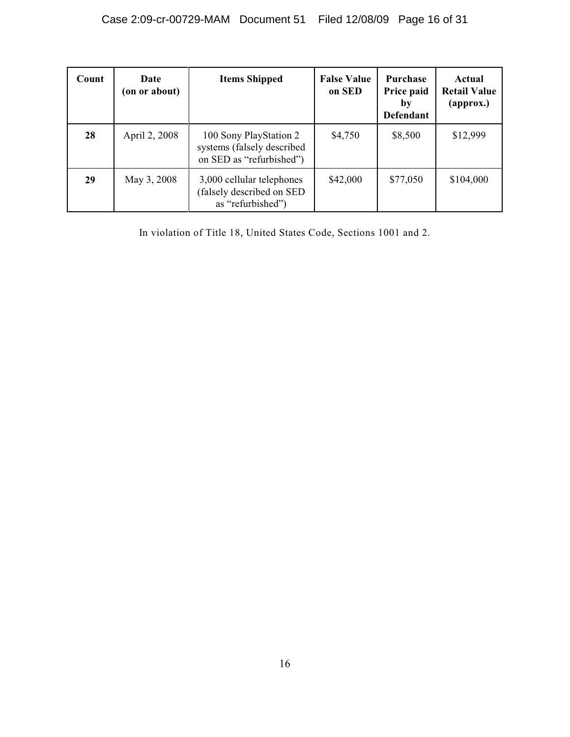| Count | Date (on or about) | Items Shipped | False Value on SED | Purchase Price paid by Defendant | Actual Retail Value (approx.) |
|---|---|---|---|---|---|
| **28** | April 2, 2008 | 100 Sony PlayStation 2 systems (falsely described on SED as "refurbished") | $4,750 | $8,500 | $12,999 |
| **29** | May 3, 2008 | 3,000 cellular telephones (falsely described on SED as "refurbished") | $42,000 | $77,050 | $104,000 |

In violation of Title 18, United States Code, Sections 1001 and 2.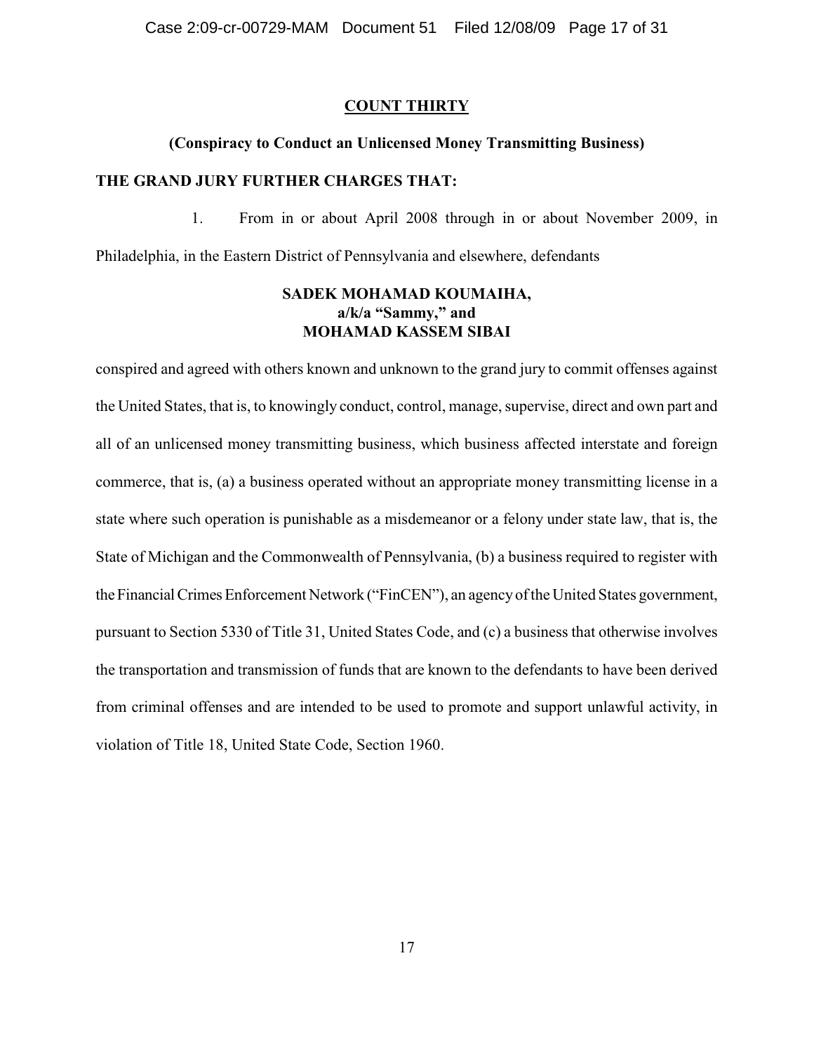## COUNT THIRTY

### (Conspiracy to Conduct an Unlicensed Money Transmitting Business)

**THE GRAND JURY FURTHER CHARGES THAT:**

1. From in or about April 2008 through in or about November 2009, in Philadelphia, in the Eastern District of Pennsylvania and elsewhere, defendants

**SADEK MOHAMAD KOUMAIHA,**
**a/k/a "Sammy," and**
**MOHAMAD KASSEM SIBAI**

conspired and agreed with others known and unknown to the grand jury to commit offenses against the United States, that is, to knowingly conduct, control, manage, supervise, direct and own part and all of an unlicensed money transmitting business, which business affected interstate and foreign commerce, that is, (a) a business operated without an appropriate money transmitting license in a state where such operation is punishable as a misdemeanor or a felony under state law, that is, the State of Michigan and the Commonwealth of Pennsylvania, (b) a business required to register with the Financial Crimes Enforcement Network ("FinCEN"), an agency of the United States government, pursuant to Section 5330 of Title 31, United States Code, and (c) a business that otherwise involves the transportation and transmission of funds that are known to the defendants to have been derived from criminal offenses and are intended to be used to promote and support unlawful activity, in violation of Title 18, United State Code, Section 1960.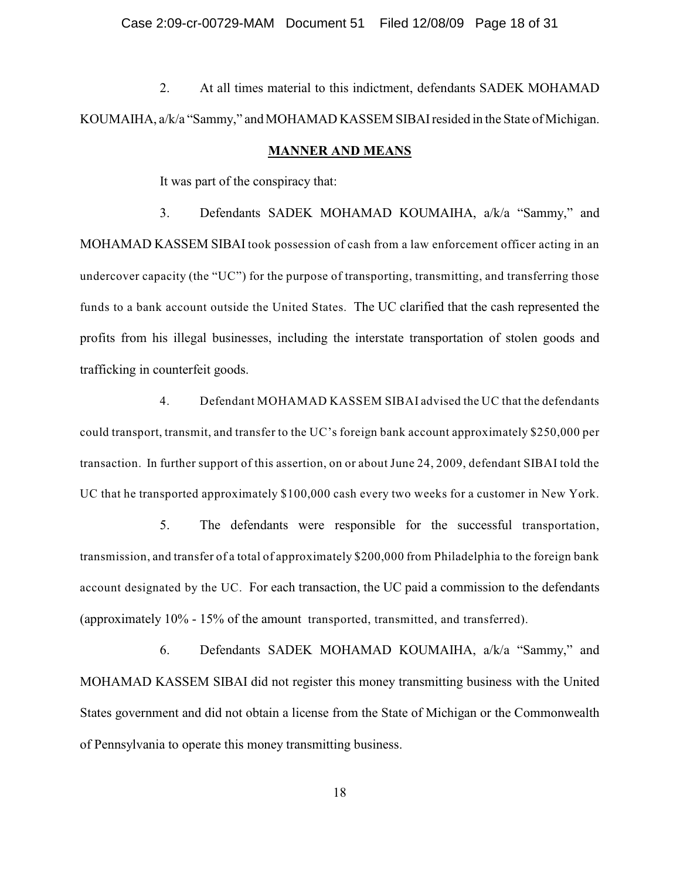2. At all times material to this indictment, defendants SADEK MOHAMAD KOUMAIHA, a/k/a "Sammy," and MOHAMAD KASSEM SIBAI resided in the State of Michigan.

**MANNER AND MEANS**

It was part of the conspiracy that:

3. Defendants SADEK MOHAMAD KOUMAIHA, a/k/a "Sammy," and MOHAMAD KASSEM SIBAI took possession of cash from a law enforcement officer acting in an undercover capacity (the "UC") for the purpose of transporting, transmitting, and transferring those funds to a bank account outside the United States. The UC clarified that the cash represented the profits from his illegal businesses, including the interstate transportation of stolen goods and trafficking in counterfeit goods.

4. Defendant MOHAMAD KASSEM SIBAI advised the UC that the defendants could transport, transmit, and transfer to the UC's foreign bank account approximately $250,000 per transaction. In further support of this assertion, on or about June 24, 2009, defendant SIBAI told the UC that he transported approximately $100,000 cash every two weeks for a customer in New York.

5. The defendants were responsible for the successful transportation, transmission, and transfer of a total of approximately $200,000 from Philadelphia to the foreign bank account designated by the UC. For each transaction, the UC paid a commission to the defendants (approximately 10% - 15% of the amount transported, transmitted, and transferred).

6. Defendants SADEK MOHAMAD KOUMAIHA, a/k/a "Sammy," and MOHAMAD KASSEM SIBAI did not register this money transmitting business with the United States government and did not obtain a license from the State of Michigan or the Commonwealth of Pennsylvania to operate this money transmitting business.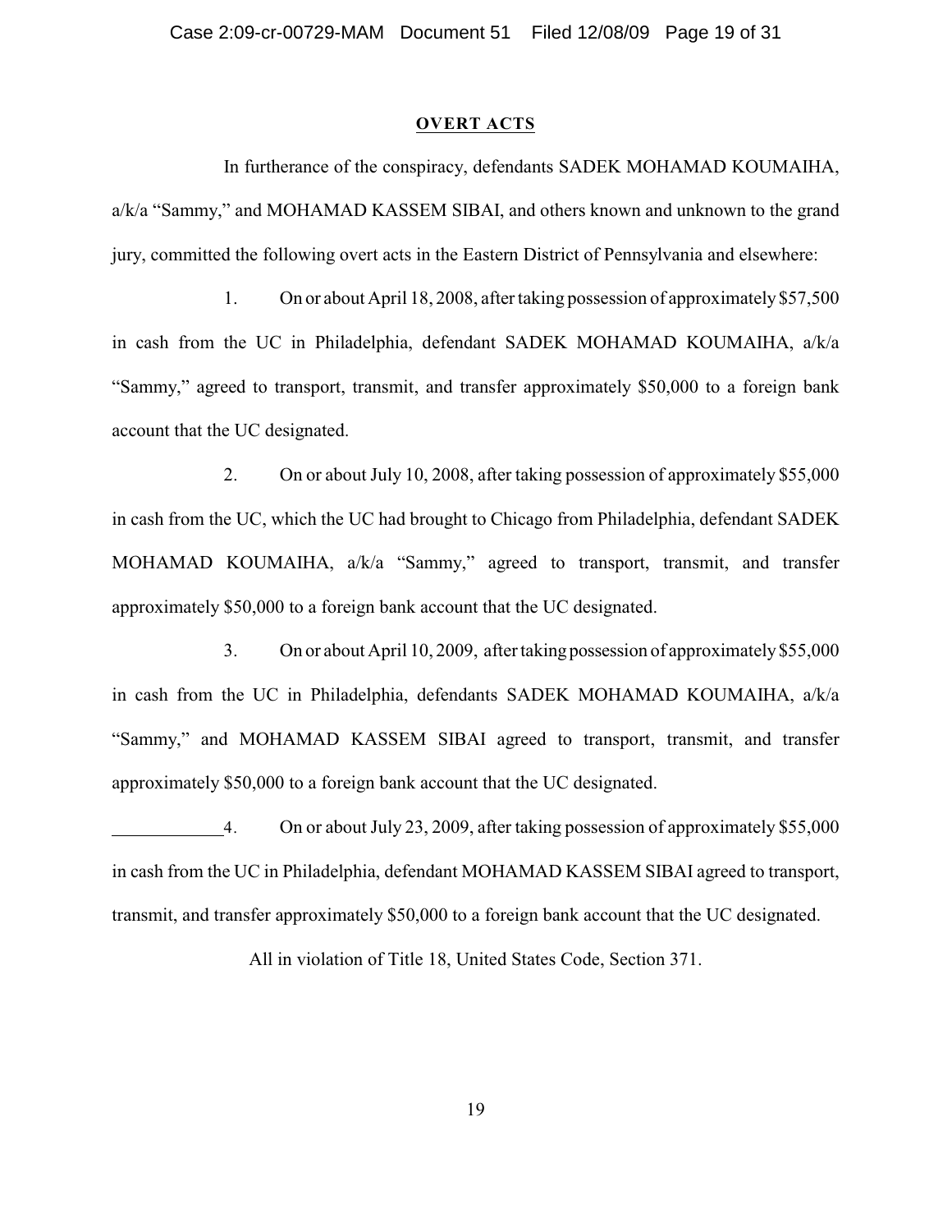## OVERT ACTS

In furtherance of the conspiracy, defendants SADEK MOHAMAD KOUMAIHA, a/k/a "Sammy," and MOHAMAD KASSEM SIBAI, and others known and unknown to the grand jury, committed the following overt acts in the Eastern District of Pennsylvania and elsewhere:

1. On or about April 18, 2008, after taking possession of approximately $57,500 in cash from the UC in Philadelphia, defendant SADEK MOHAMAD KOUMAIHA, a/k/a "Sammy," agreed to transport, transmit, and transfer approximately $50,000 to a foreign bank account that the UC designated.

2. On or about July 10, 2008, after taking possession of approximately $55,000 in cash from the UC, which the UC had brought to Chicago from Philadelphia, defendant SADEK MOHAMAD KOUMAIHA, a/k/a "Sammy," agreed to transport, transmit, and transfer approximately $50,000 to a foreign bank account that the UC designated.

3. On or about April 10, 2009, after taking possession of approximately $55,000 in cash from the UC in Philadelphia, defendants SADEK MOHAMAD KOUMAIHA, a/k/a "Sammy," and MOHAMAD KASSEM SIBAI agreed to transport, transmit, and transfer approximately $50,000 to a foreign bank account that the UC designated.

4. On or about July 23, 2009, after taking possession of approximately $55,000 in cash from the UC in Philadelphia, defendant MOHAMAD KASSEM SIBAI agreed to transport, transmit, and transfer approximately $50,000 to a foreign bank account that the UC designated.

All in violation of Title 18, United States Code, Section 371.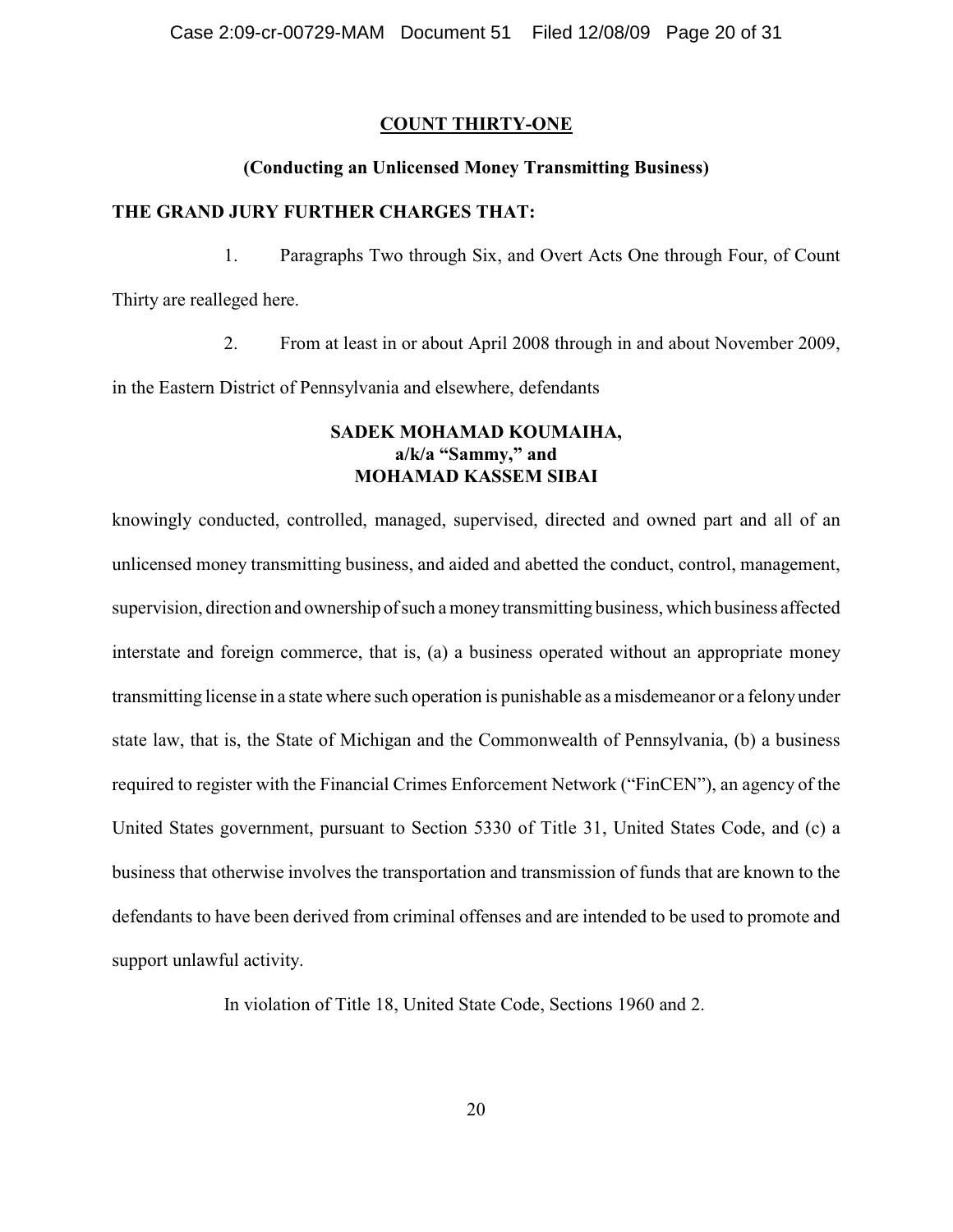## COUNT THIRTY-ONE

**(Conducting an Unlicensed Money Transmitting Business)**

**THE GRAND JURY FURTHER CHARGES THAT:**

1. Paragraphs Two through Six, and Overt Acts One through Four, of Count Thirty are realleged here.

2. From at least in or about April 2008 through in and about November 2009, in the Eastern District of Pennsylvania and elsewhere, defendants

**SADEK MOHAMAD KOUMAIHA,**
**a/k/a "Sammy," and**
**MOHAMAD KASSEM SIBAI**

knowingly conducted, controlled, managed, supervised, directed and owned part and all of an unlicensed money transmitting business, and aided and abetted the conduct, control, management, supervision, direction and ownership of such a money transmitting business, which business affected interstate and foreign commerce, that is, (a) a business operated without an appropriate money transmitting license in a state where such operation is punishable as a misdemeanor or a felony under state law, that is, the State of Michigan and the Commonwealth of Pennsylvania, (b) a business required to register with the Financial Crimes Enforcement Network ("FinCEN"), an agency of the United States government, pursuant to Section 5330 of Title 31, United States Code, and (c) a business that otherwise involves the transportation and transmission of funds that are known to the defendants to have been derived from criminal offenses and are intended to be used to promote and support unlawful activity.

In violation of Title 18, United State Code, Sections 1960 and 2.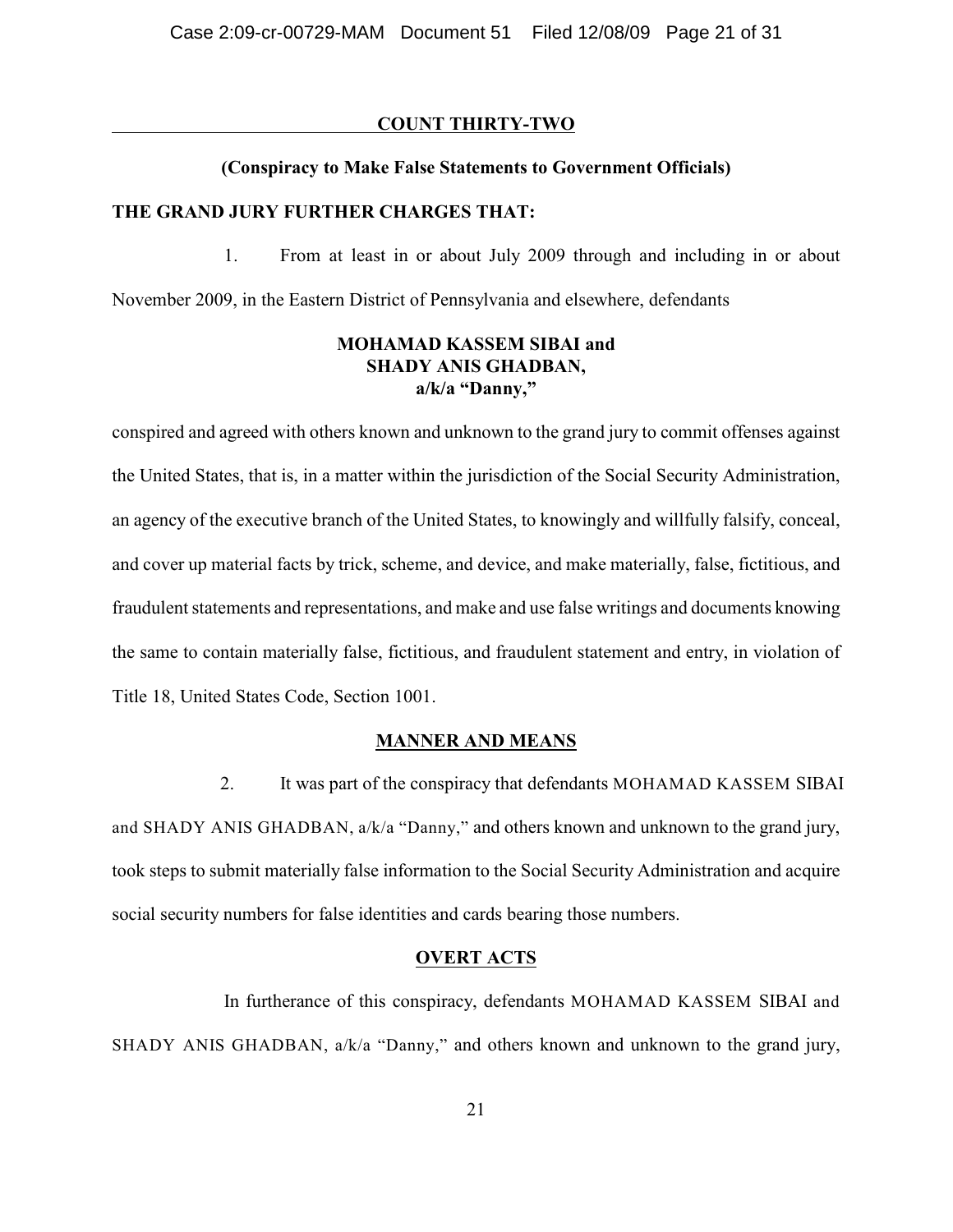**COUNT THIRTY-TWO**

**(Conspiracy to Make False Statements to Government Officials)**

**THE GRAND JURY FURTHER CHARGES THAT:**

1. From at least in or about July 2009 through and including in or about November 2009, in the Eastern District of Pennsylvania and elsewhere, defendants

**MOHAMAD KASSEM SIBAI and**
**SHADY ANIS GHADBAN,**
**a/k/a "Danny,"**

conspired and agreed with others known and unknown to the grand jury to commit offenses against the United States, that is, in a matter within the jurisdiction of the Social Security Administration, an agency of the executive branch of the United States, to knowingly and willfully falsify, conceal, and cover up material facts by trick, scheme, and device, and make materially, false, fictitious, and fraudulent statements and representations, and make and use false writings and documents knowing the same to contain materially false, fictitious, and fraudulent statement and entry, in violation of Title 18, United States Code, Section 1001.

**MANNER AND MEANS**

2. It was part of the conspiracy that defendants MOHAMAD KASSEM SIBAI and SHADY ANIS GHADBAN, a/k/a "Danny," and others known and unknown to the grand jury, took steps to submit materially false information to the Social Security Administration and acquire social security numbers for false identities and cards bearing those numbers.

**OVERT ACTS**

In furtherance of this conspiracy, defendants MOHAMAD KASSEM SIBAI and SHADY ANIS GHADBAN, a/k/a "Danny," and others known and unknown to the grand jury,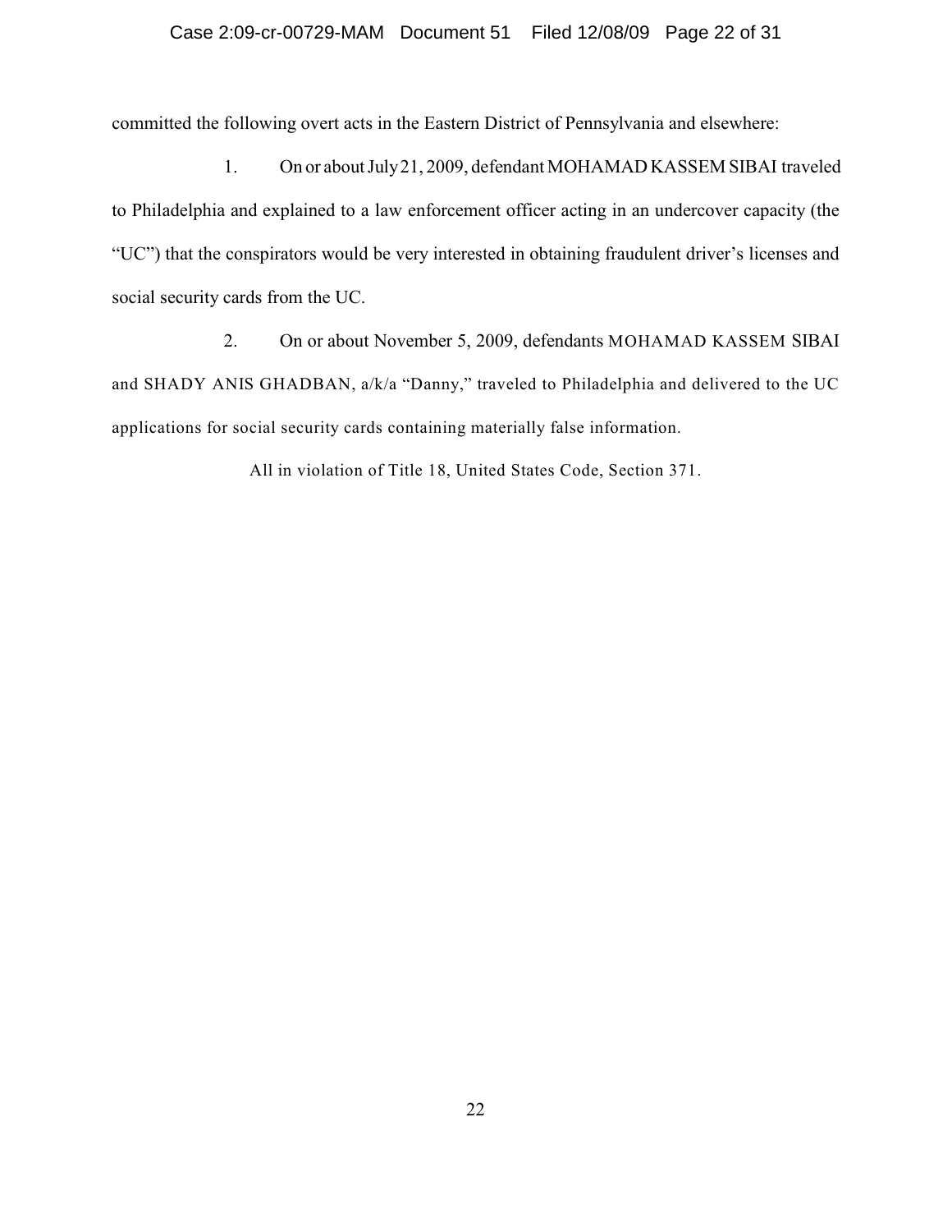committed the following overt acts in the Eastern District of Pennsylvania and elsewhere:

1. On or about July 21, 2009, defendant MOHAMAD KASSEM SIBAI traveled to Philadelphia and explained to a law enforcement officer acting in an undercover capacity (the "UC") that the conspirators would be very interested in obtaining fraudulent driver's licenses and social security cards from the UC.

2. On or about November 5, 2009, defendants MOHAMAD KASSEM SIBAI and SHADY ANIS GHADBAN, a/k/a "Danny," traveled to Philadelphia and delivered to the UC applications for social security cards containing materially false information.

All in violation of Title 18, United States Code, Section 371.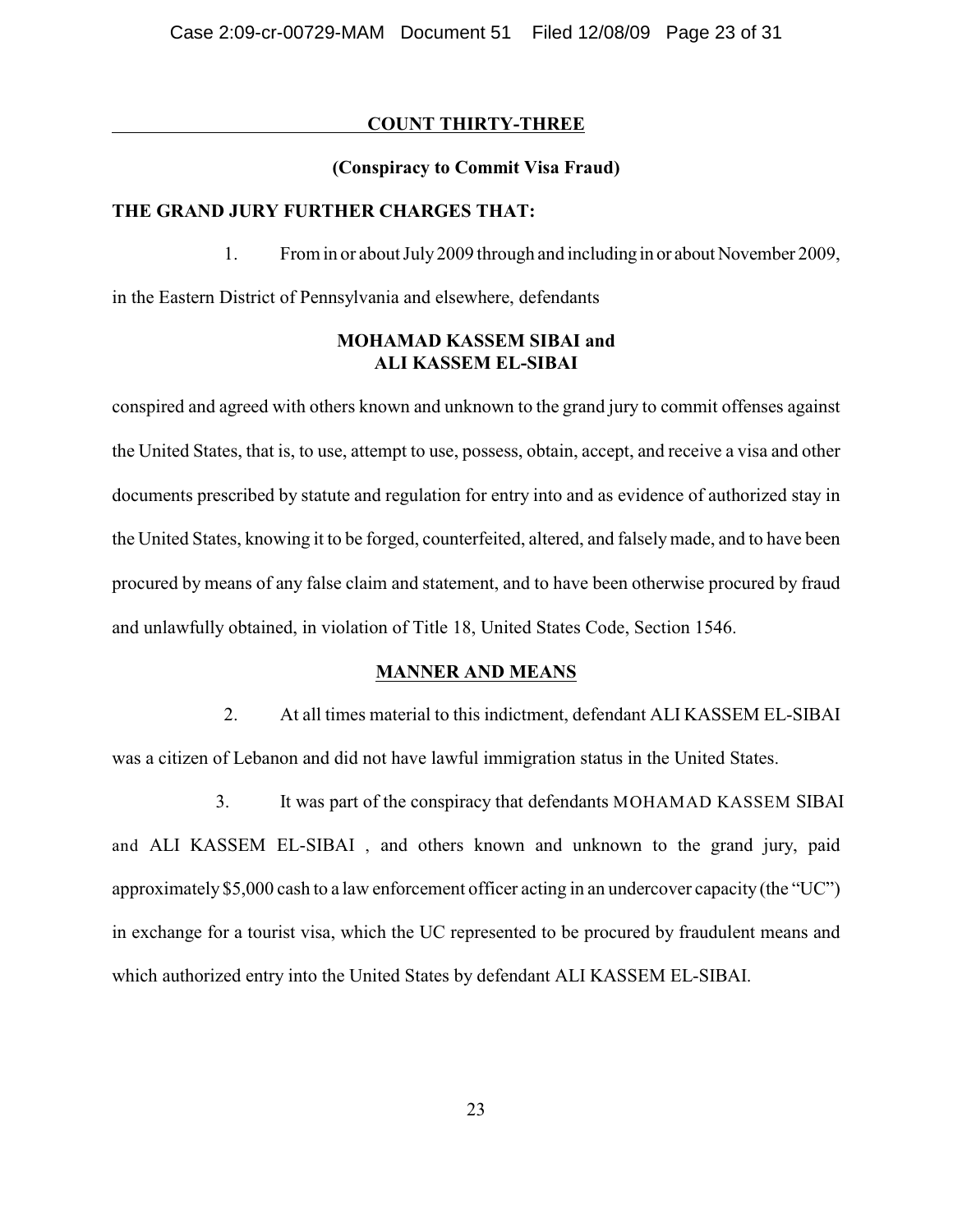## COUNT THIRTY-THREE

### (Conspiracy to Commit Visa Fraud)

**THE GRAND JURY FURTHER CHARGES THAT:**

1. From in or about July 2009 through and including in or about November 2009, in the Eastern District of Pennsylvania and elsewhere, defendants

**MOHAMAD KASSEM SIBAI and**
**ALI KASSEM EL-SIBAI**

conspired and agreed with others known and unknown to the grand jury to commit offenses against the United States, that is, to use, attempt to use, possess, obtain, accept, and receive a visa and other documents prescribed by statute and regulation for entry into and as evidence of authorized stay in the United States, knowing it to be forged, counterfeited, altered, and falsely made, and to have been procured by means of any false claim and statement, and to have been otherwise procured by fraud and unlawfully obtained, in violation of Title 18, United States Code, Section 1546.

### MANNER AND MEANS

2. At all times material to this indictment, defendant ALI KASSEM EL-SIBAI was a citizen of Lebanon and did not have lawful immigration status in the United States.

3. It was part of the conspiracy that defendants MOHAMAD KASSEM SIBAI and ALI KASSEM EL-SIBAI , and others known and unknown to the grand jury, paid approximately $5,000 cash to a law enforcement officer acting in an undercover capacity (the "UC") in exchange for a tourist visa, which the UC represented to be procured by fraudulent means and which authorized entry into the United States by defendant ALI KASSEM EL-SIBAI.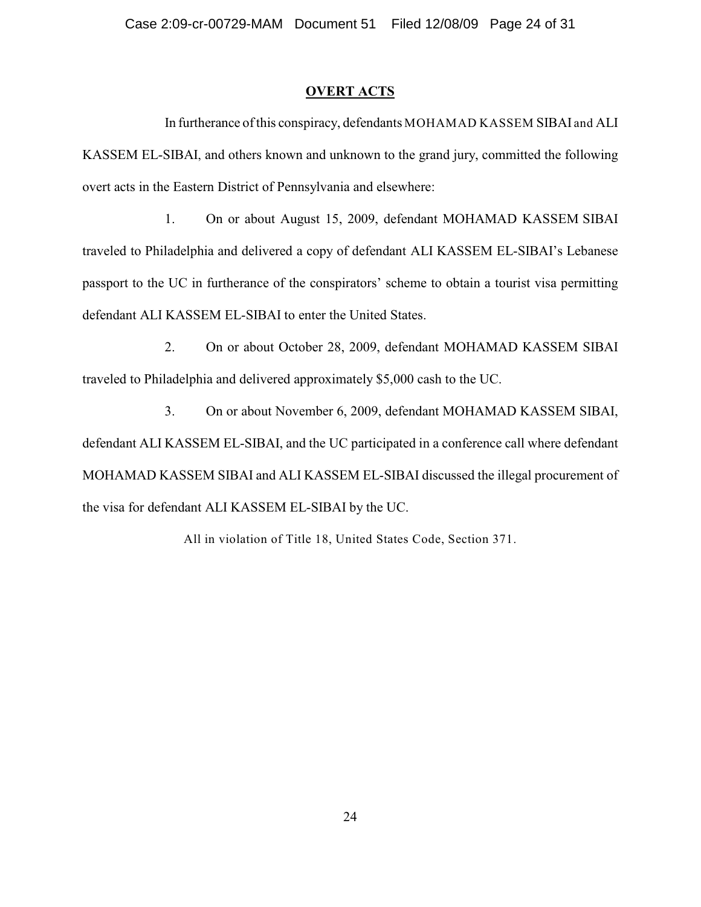## OVERT ACTS

In furtherance of this conspiracy, defendants MOHAMAD KASSEM SIBAI and ALI KASSEM EL-SIBAI, and others known and unknown to the grand jury, committed the following overt acts in the Eastern District of Pennsylvania and elsewhere:

1. On or about August 15, 2009, defendant MOHAMAD KASSEM SIBAI traveled to Philadelphia and delivered a copy of defendant ALI KASSEM EL-SIBAI's Lebanese passport to the UC in furtherance of the conspirators' scheme to obtain a tourist visa permitting defendant ALI KASSEM EL-SIBAI to enter the United States.

2. On or about October 28, 2009, defendant MOHAMAD KASSEM SIBAI traveled to Philadelphia and delivered approximately $5,000 cash to the UC.

3. On or about November 6, 2009, defendant MOHAMAD KASSEM SIBAI, defendant ALI KASSEM EL-SIBAI, and the UC participated in a conference call where defendant MOHAMAD KASSEM SIBAI and ALI KASSEM EL-SIBAI discussed the illegal procurement of the visa for defendant ALI KASSEM EL-SIBAI by the UC.

All in violation of Title 18, United States Code, Section 371.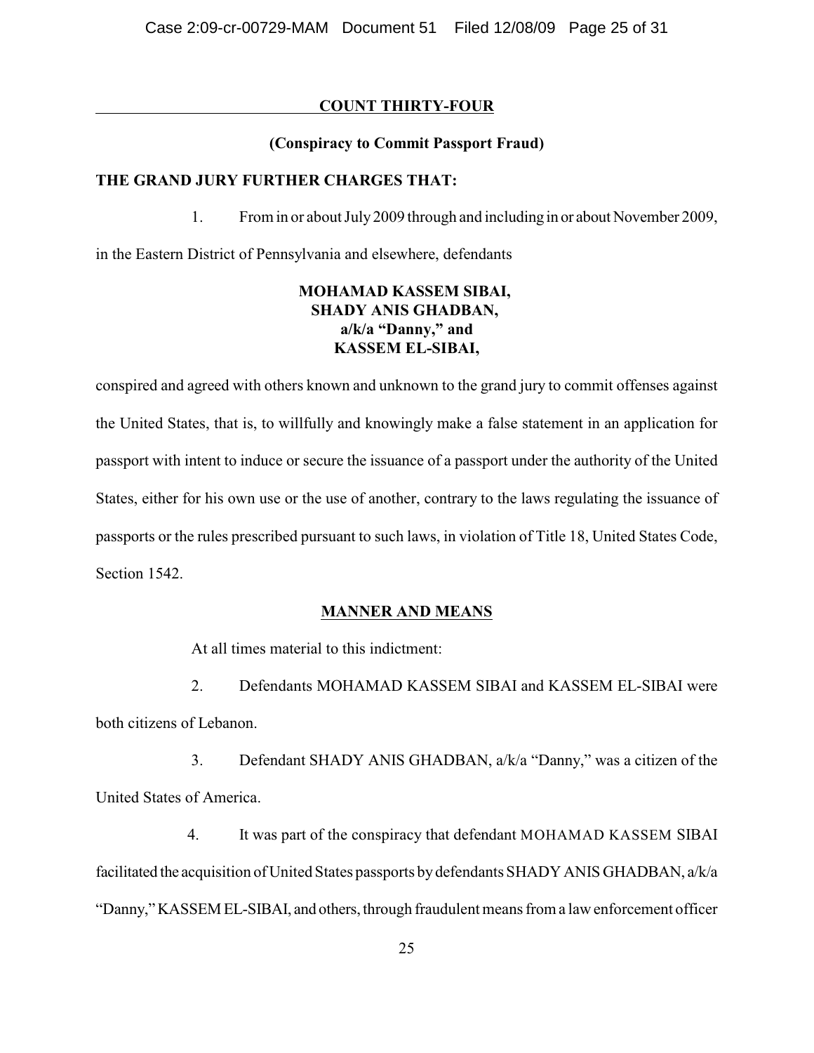## COUNT THIRTY-FOUR

### (Conspiracy to Commit Passport Fraud)

**THE GRAND JURY FURTHER CHARGES THAT:**

1. From in or about July 2009 through and including in or about November 2009, in the Eastern District of Pennsylvania and elsewhere, defendants

**MOHAMAD KASSEM SIBAI,**
**SHADY ANIS GHADBAN,**
**a/k/a "Danny," and**
**KASSEM EL-SIBAI,**

conspired and agreed with others known and unknown to the grand jury to commit offenses against the United States, that is, to willfully and knowingly make a false statement in an application for passport with intent to induce or secure the issuance of a passport under the authority of the United States, either for his own use or the use of another, contrary to the laws regulating the issuance of passports or the rules prescribed pursuant to such laws, in violation of Title 18, United States Code, Section 1542.

## MANNER AND MEANS

At all times material to this indictment:

2. Defendants MOHAMAD KASSEM SIBAI and KASSEM EL-SIBAI were both citizens of Lebanon.

3. Defendant SHADY ANIS GHADBAN, a/k/a "Danny," was a citizen of the United States of America.

4. It was part of the conspiracy that defendant MOHAMAD KASSEM SIBAI facilitated the acquisition of United States passports by defendants SHADY ANIS GHADBAN, a/k/a "Danny," KASSEM EL-SIBAI, and others, through fraudulent means from a law enforcement officer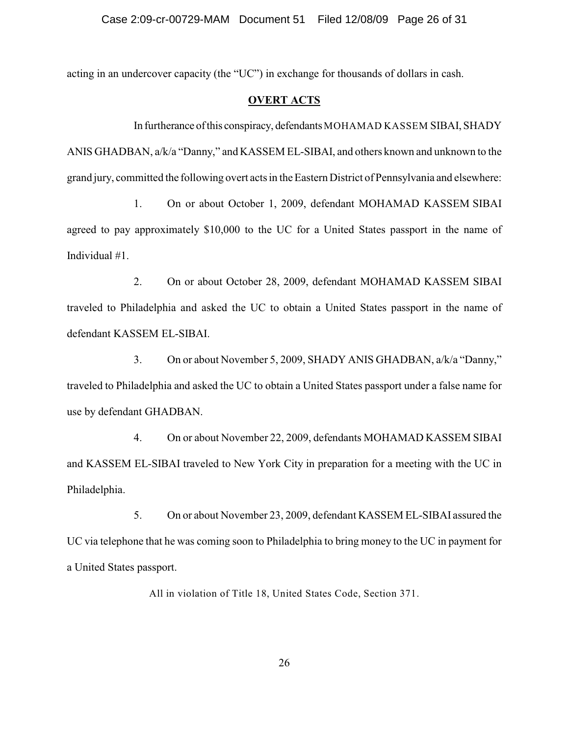acting in an undercover capacity (the "UC") in exchange for thousands of dollars in cash.

## OVERT ACTS

In furtherance of this conspiracy, defendants MOHAMAD KASSEM SIBAI, SHADY ANIS GHADBAN, a/k/a "Danny," and KASSEM EL-SIBAI, and others known and unknown to the grand jury, committed the following overt acts in the Eastern District of Pennsylvania and elsewhere:

1. On or about October 1, 2009, defendant MOHAMAD KASSEM SIBAI agreed to pay approximately $10,000 to the UC for a United States passport in the name of Individual #1.

2. On or about October 28, 2009, defendant MOHAMAD KASSEM SIBAI traveled to Philadelphia and asked the UC to obtain a United States passport in the name of defendant KASSEM EL-SIBAI.

3. On or about November 5, 2009, SHADY ANIS GHADBAN, a/k/a "Danny," traveled to Philadelphia and asked the UC to obtain a United States passport under a false name for use by defendant GHADBAN.

4. On or about November 22, 2009, defendants MOHAMAD KASSEM SIBAI and KASSEM EL-SIBAI traveled to New York City in preparation for a meeting with the UC in Philadelphia.

5. On or about November 23, 2009, defendant KASSEM EL-SIBAI assured the UC via telephone that he was coming soon to Philadelphia to bring money to the UC in payment for a United States passport.

All in violation of Title 18, United States Code, Section 371.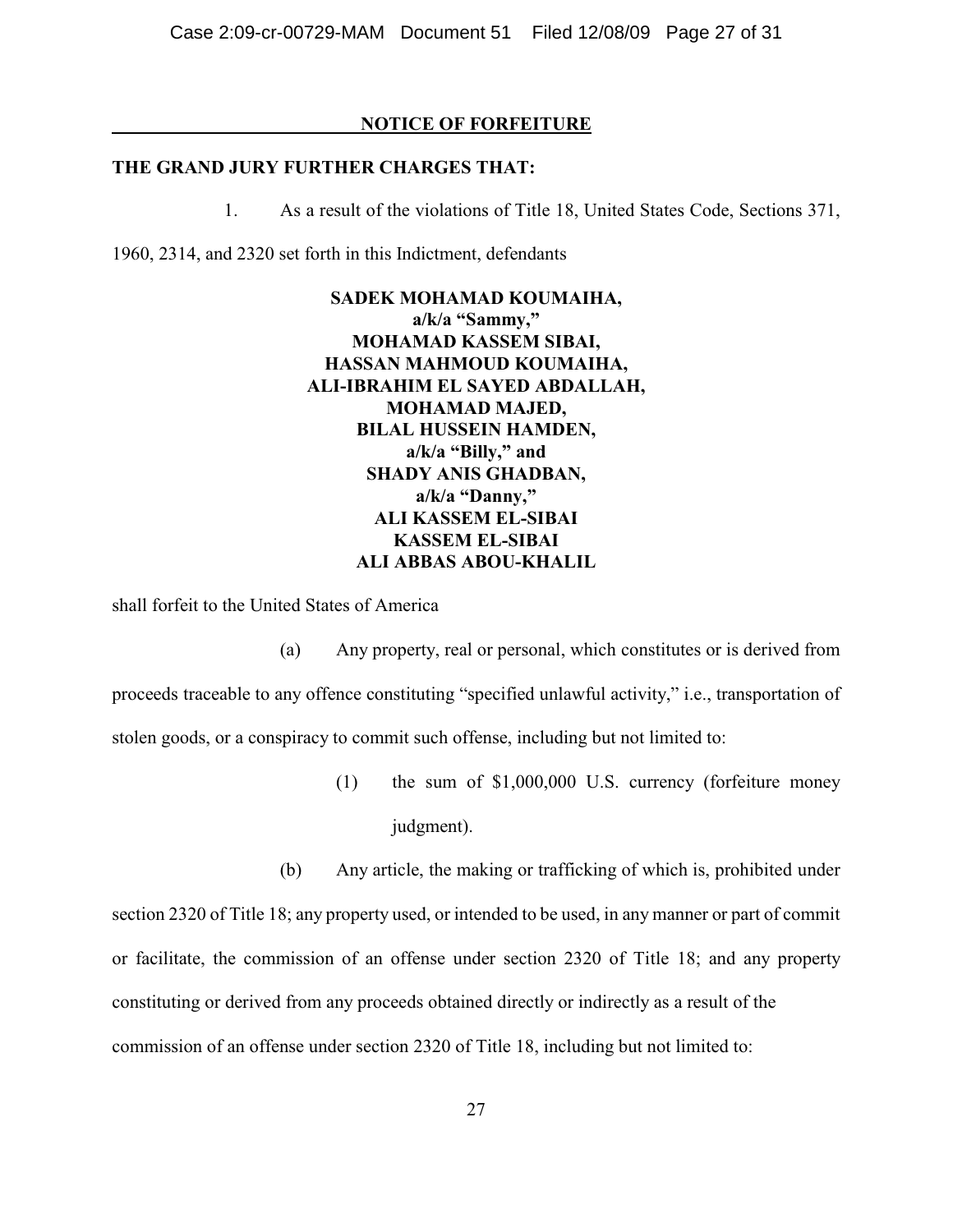## NOTICE OF FORFEITURE

**THE GRAND JURY FURTHER CHARGES THAT:**

1. As a result of the violations of Title 18, United States Code, Sections 371, 1960, 2314, and 2320 set forth in this Indictment, defendants

**SADEK MOHAMAD KOUMAIHA,**
**a/k/a "Sammy,"**
**MOHAMAD KASSEM SIBAI,**
**HASSAN MAHMOUD KOUMAIHA,**
**ALI-IBRAHIM EL SAYED ABDALLAH,**
**MOHAMAD MAJED,**
**BILAL HUSSEIN HAMDEN,**
**a/k/a "Billy," and**
**SHADY ANIS GHADBAN,**
**a/k/a "Danny,"**
**ALI KASSEM EL-SIBAI**
**KASSEM EL-SIBAI**
**ALI ABBAS ABOU-KHALIL**

shall forfeit to the United States of America

(a) Any property, real or personal, which constitutes or is derived from proceeds traceable to any offence constituting "specified unlawful activity," i.e., transportation of stolen goods, or a conspiracy to commit such offense, including but not limited to:

(1) the sum of $1,000,000 U.S. currency (forfeiture money judgment).

(b) Any article, the making or trafficking of which is, prohibited under section 2320 of Title 18; any property used, or intended to be used, in any manner or part of commit or facilitate, the commission of an offense under section 2320 of Title 18; and any property constituting or derived from any proceeds obtained directly or indirectly as a result of the commission of an offense under section 2320 of Title 18, including but not limited to: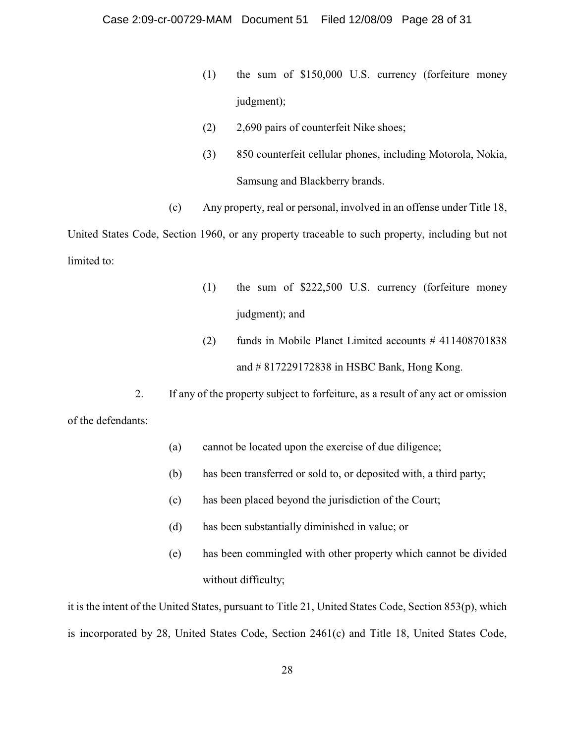(1) the sum of $150,000 U.S. currency (forfeiture money judgment);

(2) 2,690 pairs of counterfeit Nike shoes;

(3) 850 counterfeit cellular phones, including Motorola, Nokia, Samsung and Blackberry brands.

(c) Any property, real or personal, involved in an offense under Title 18, United States Code, Section 1960, or any property traceable to such property, including but not limited to:

(1) the sum of $222,500 U.S. currency (forfeiture money judgment); and

(2) funds in Mobile Planet Limited accounts # 411408701838 and # 817229172838 in HSBC Bank, Hong Kong.

2. If any of the property subject to forfeiture, as a result of any act or omission of the defendants:

(a) cannot be located upon the exercise of due diligence;

(b) has been transferred or sold to, or deposited with, a third party;

(c) has been placed beyond the jurisdiction of the Court;

(d) has been substantially diminished in value; or

(e) has been commingled with other property which cannot be divided without difficulty;

it is the intent of the United States, pursuant to Title 21, United States Code, Section 853(p), which is incorporated by 28, United States Code, Section 2461(c) and Title 18, United States Code,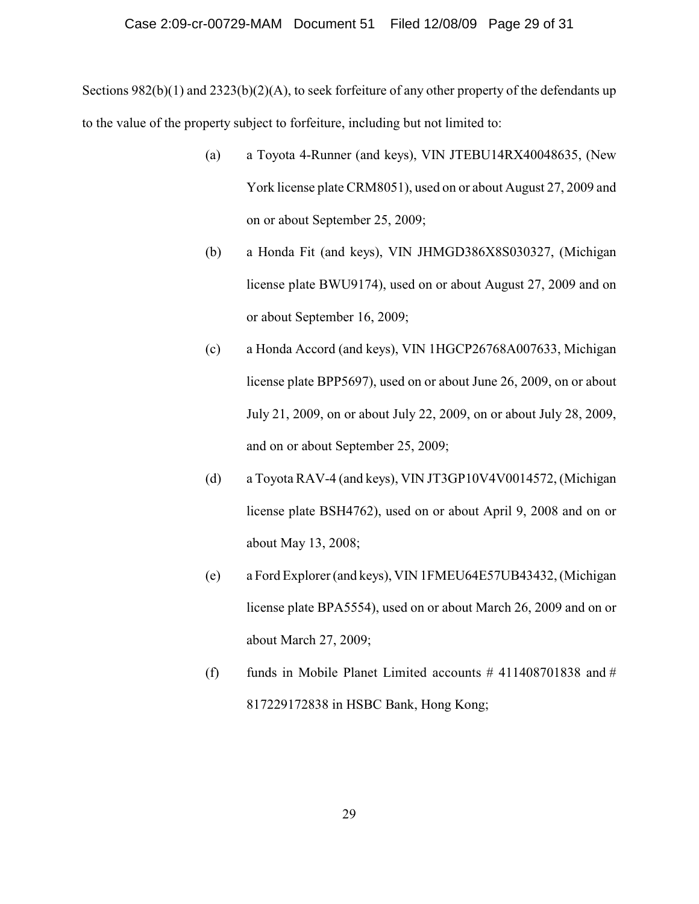Sections 982(b)(1) and 2323(b)(2)(A), to seek forfeiture of any other property of the defendants up to the value of the property subject to forfeiture, including but not limited to:

(a) a Toyota 4-Runner (and keys), VIN JTEBU14RX40048635, (New York license plate CRM8051), used on or about August 27, 2009 and on or about September 25, 2009;

(b) a Honda Fit (and keys), VIN JHMGD386X8S030327, (Michigan license plate BWU9174), used on or about August 27, 2009 and on or about September 16, 2009;

(c) a Honda Accord (and keys), VIN 1HGCP26768A007633, Michigan license plate BPP5697), used on or about June 26, 2009, on or about July 21, 2009, on or about July 22, 2009, on or about July 28, 2009, and on or about September 25, 2009;

(d) a Toyota RAV-4 (and keys), VIN JT3GP10V4V0014572, (Michigan license plate BSH4762), used on or about April 9, 2008 and on or about May 13, 2008;

(e) a Ford Explorer (and keys), VIN 1FMEU64E57UB43432, (Michigan license plate BPA5554), used on or about March 26, 2009 and on or about March 27, 2009;

(f) funds in Mobile Planet Limited accounts # 411408701838 and # 817229172838 in HSBC Bank, Hong Kong;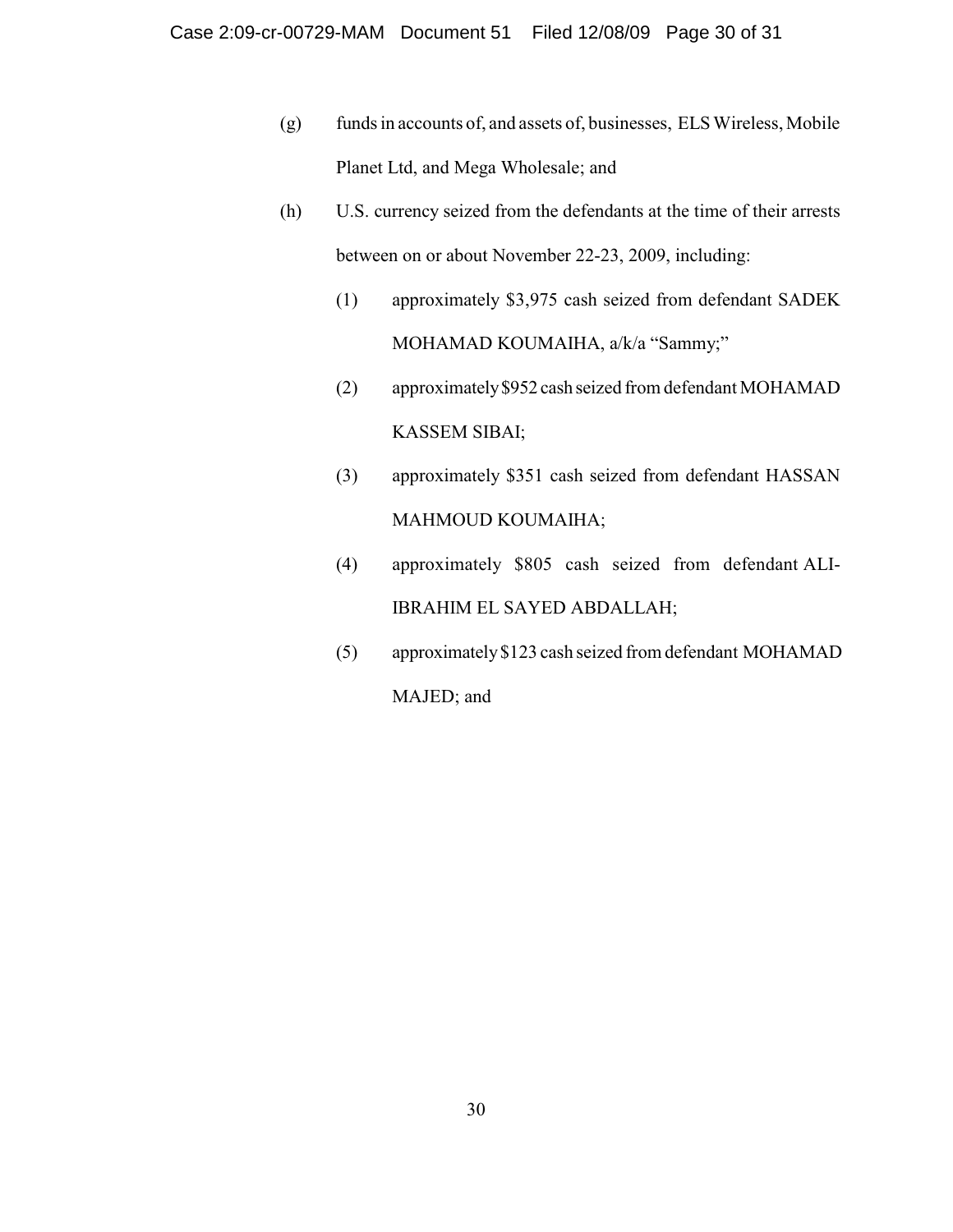(g) funds in accounts of, and assets of, businesses, ELS Wireless, Mobile Planet Ltd, and Mega Wholesale; and

(h) U.S. currency seized from the defendants at the time of their arrests between on or about November 22-23, 2009, including:

(1) approximately $3,975 cash seized from defendant SADEK MOHAMAD KOUMAIHA, a/k/a "Sammy;"

(2) approximately $952 cash seized from defendant MOHAMAD KASSEM SIBAI;

(3) approximately $351 cash seized from defendant HASSAN MAHMOUD KOUMAIHA;

(4) approximately $805 cash seized from defendant ALI-IBRAHIM EL SAYED ABDALLAH;

(5) approximately $123 cash seized from defendant MOHAMAD MAJED; and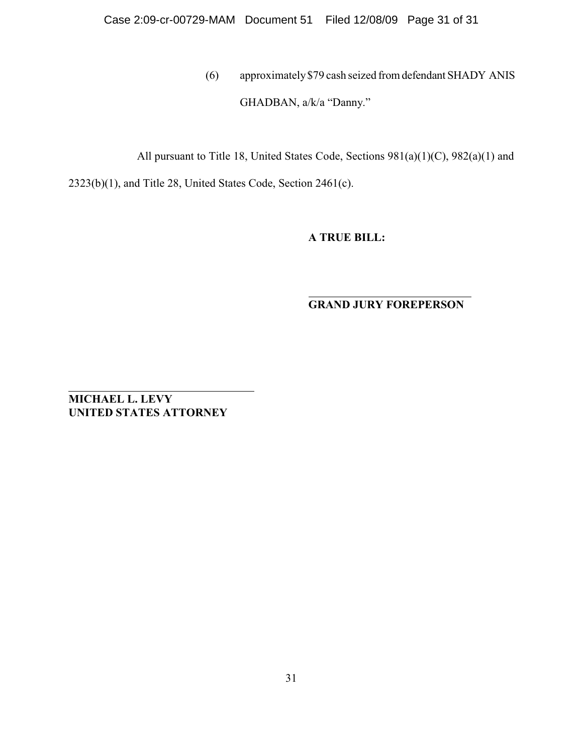(6) approximately $79 cash seized from defendant SHADY ANIS GHADBAN, a/k/a "Danny."

All pursuant to Title 18, United States Code, Sections 981(a)(1)(C), 982(a)(1) and 2323(b)(1), and Title 28, United States Code, Section 2461(c).

**A TRUE BILL:**

\_\_\_\_\_\_\_\_\_\_\_\_\_\_\_\_\_\_\_\_\_\_\_\_\_\_\_\_\_\_

**GRAND JURY FOREPERSON**

\_\_\_\_\_\_\_\_\_\_\_\_\_\_\_\_\_\_\_\_\_\_\_\_\_\_\_\_\_\_

**MICHAEL L. LEVY**
**UNITED STATES ATTORNEY**